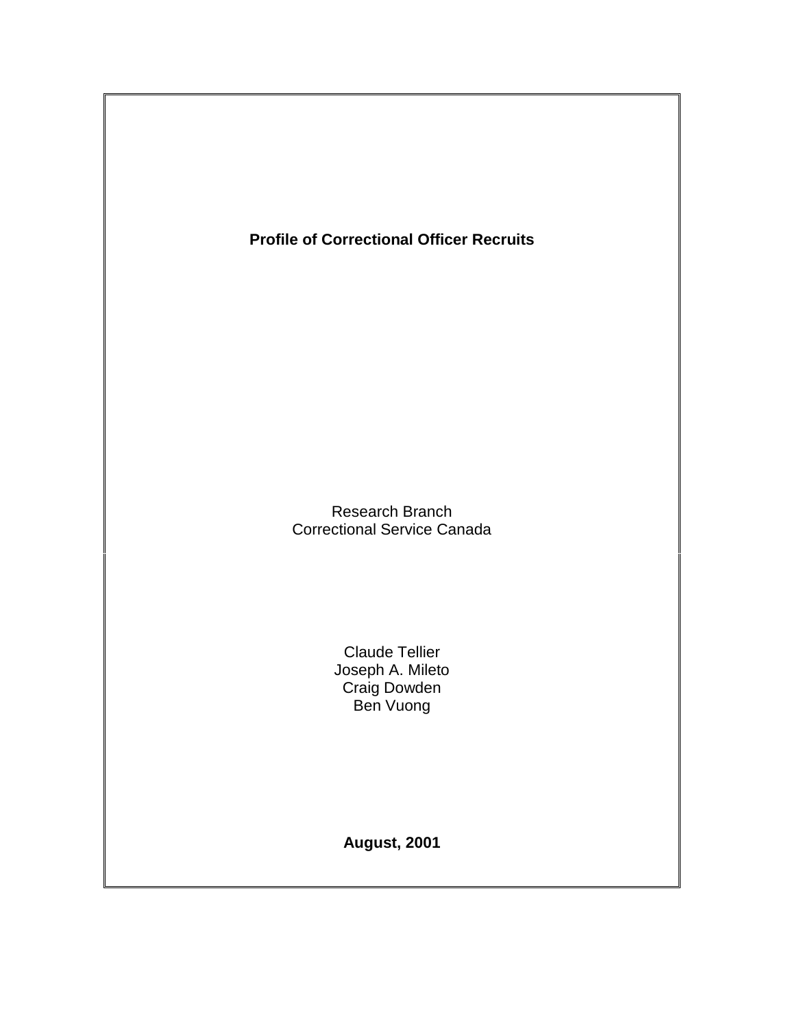# Profile of Correctional Officer Recruits

Research Branch
Correctional Service Canada

Claude Tellier
Joseph A. Mileto
Craig Dowden
Ben Vuong

**August, 2001**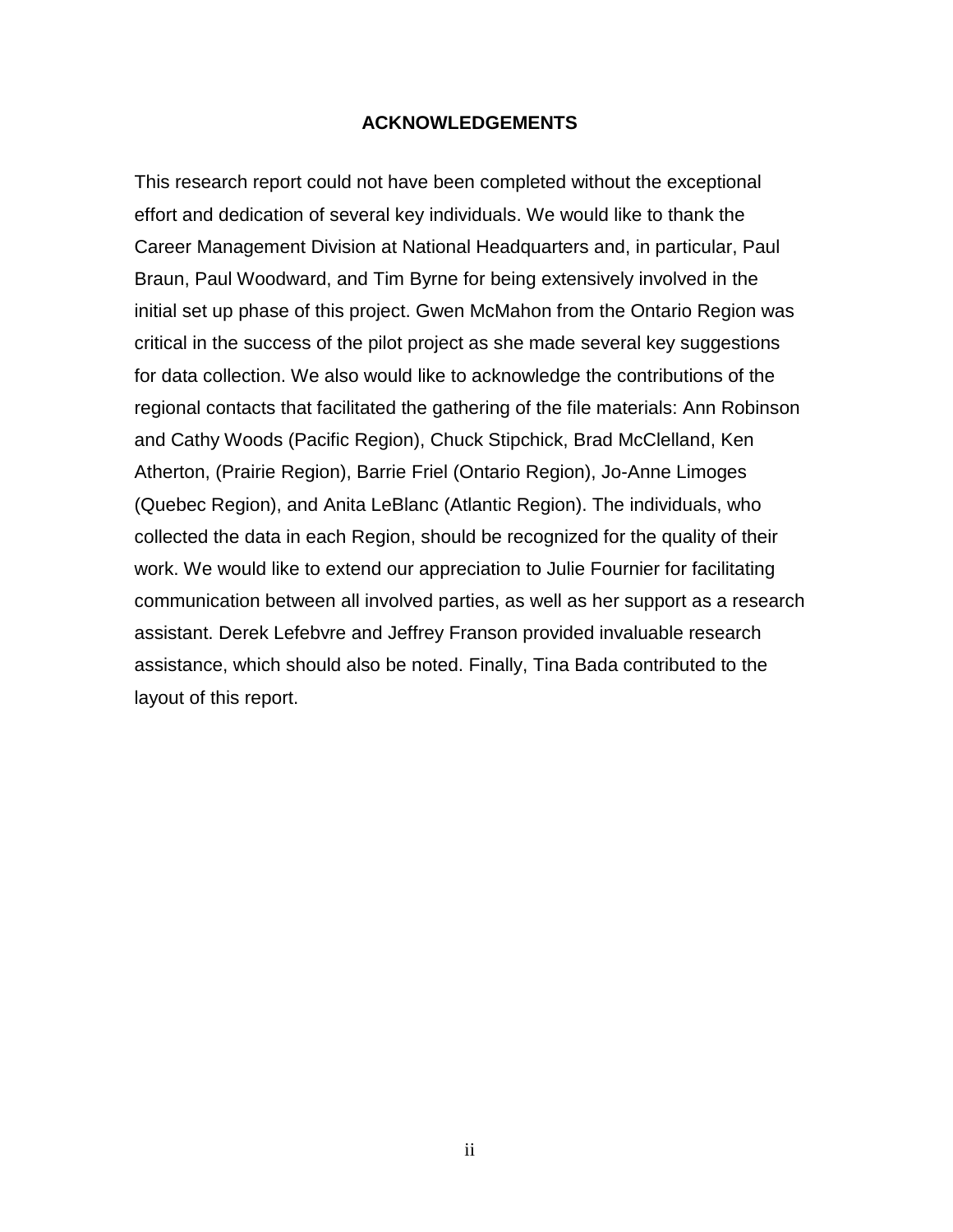## ACKNOWLEDGEMENTS

This research report could not have been completed without the exceptional effort and dedication of several key individuals. We would like to thank the Career Management Division at National Headquarters and, in particular, Paul Braun, Paul Woodward, and Tim Byrne for being extensively involved in the initial set up phase of this project. Gwen McMahon from the Ontario Region was critical in the success of the pilot project as she made several key suggestions for data collection. We also would like to acknowledge the contributions of the regional contacts that facilitated the gathering of the file materials: Ann Robinson and Cathy Woods (Pacific Region), Chuck Stipchick, Brad McClelland, Ken Atherton, (Prairie Region), Barrie Friel (Ontario Region), Jo-Anne Limoges (Quebec Region), and Anita LeBlanc (Atlantic Region). The individuals, who collected the data in each Region, should be recognized for the quality of their work. We would like to extend our appreciation to Julie Fournier for facilitating communication between all involved parties, as well as her support as a research assistant. Derek Lefebvre and Jeffrey Franson provided invaluable research assistance, which should also be noted. Finally, Tina Bada contributed to the layout of this report.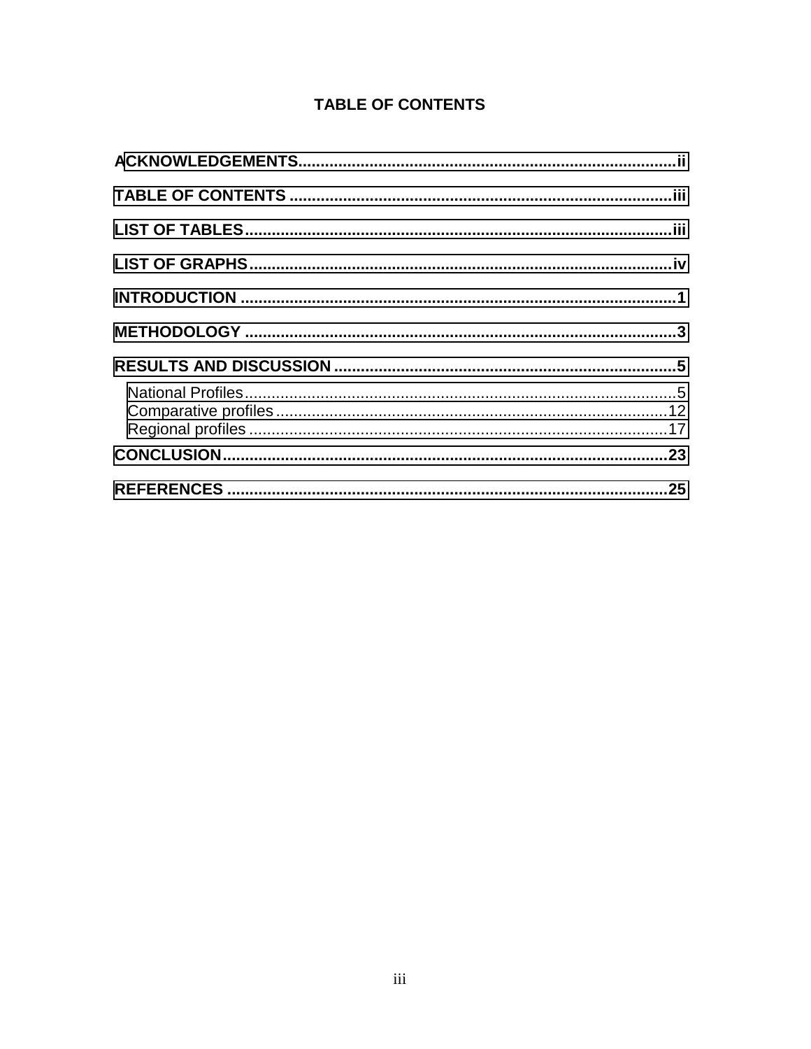# TABLE OF CONTENTS

**ACKNOWLEDGEMENTS....................................................................................ii**

**TABLE OF CONTENTS ....................................................................................iii**

**LIST OF TABLES.............................................................................................iii**

**LIST OF GRAPHS............................................................................................iv**

**INTRODUCTION ...............................................................................................1**

**METHODOLOGY ...............................................................................................3**

**RESULTS AND DISCUSSION ...........................................................................5**

- National Profiles.................................................................................................5
- Comparative profiles........................................................................................12
- Regional profiles ..............................................................................................17

**CONCLUSION..................................................................................................23**

**REFERENCES .................................................................................................25**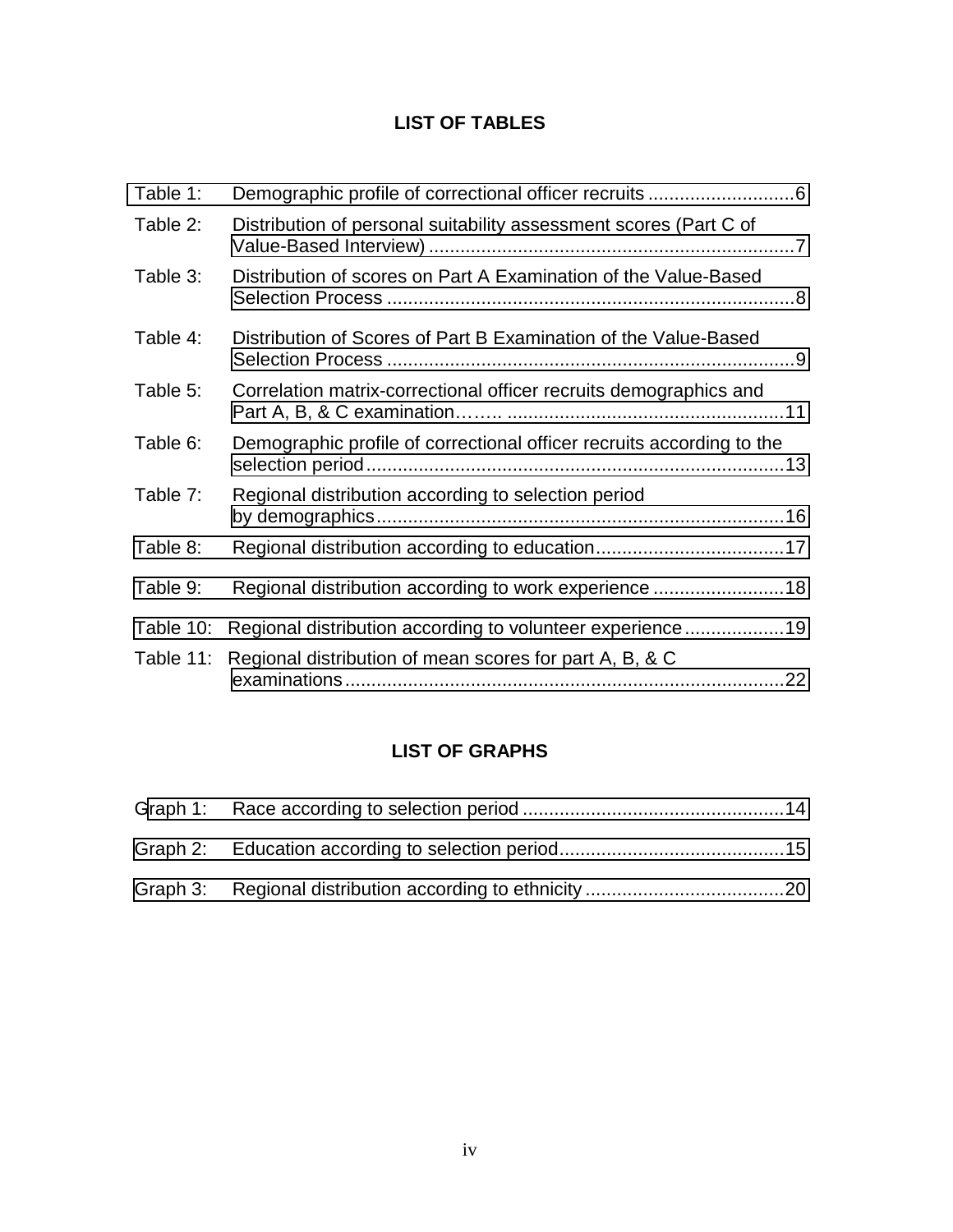## LIST OF TABLES

Table 1: Demographic profile of correctional officer recruits ............................6

Table 2: Distribution of personal suitability assessment scores (Part C of Value-Based Interview) ......................................................................7

Table 3: Distribution of scores on Part A Examination of the Value-Based Selection Process ..............................................................................8

Table 4: Distribution of Scores of Part B Examination of the Value-Based Selection Process ..............................................................................9

Table 5: Correlation matrix-correctional officer recruits demographics and Part A, B, & C examination…….. .....................................................11

Table 6: Demographic profile of correctional officer recruits according to the selection period................................................................................13

Table 7: Regional distribution according to selection period by demographics..............................................................................16

Table 8: Regional distribution according to education....................................17

Table 9: Regional distribution according to work experience .........................18

Table 10: Regional distribution according to volunteer experience...................19

Table 11: Regional distribution of mean scores for part A, B, & C examinations....................................................................................22

## LIST OF GRAPHS

Graph 1: Race according to selection period ..................................................14

Graph 2: Education according to selection period...........................................15

Graph 3: Regional distribution according to ethnicity ......................................20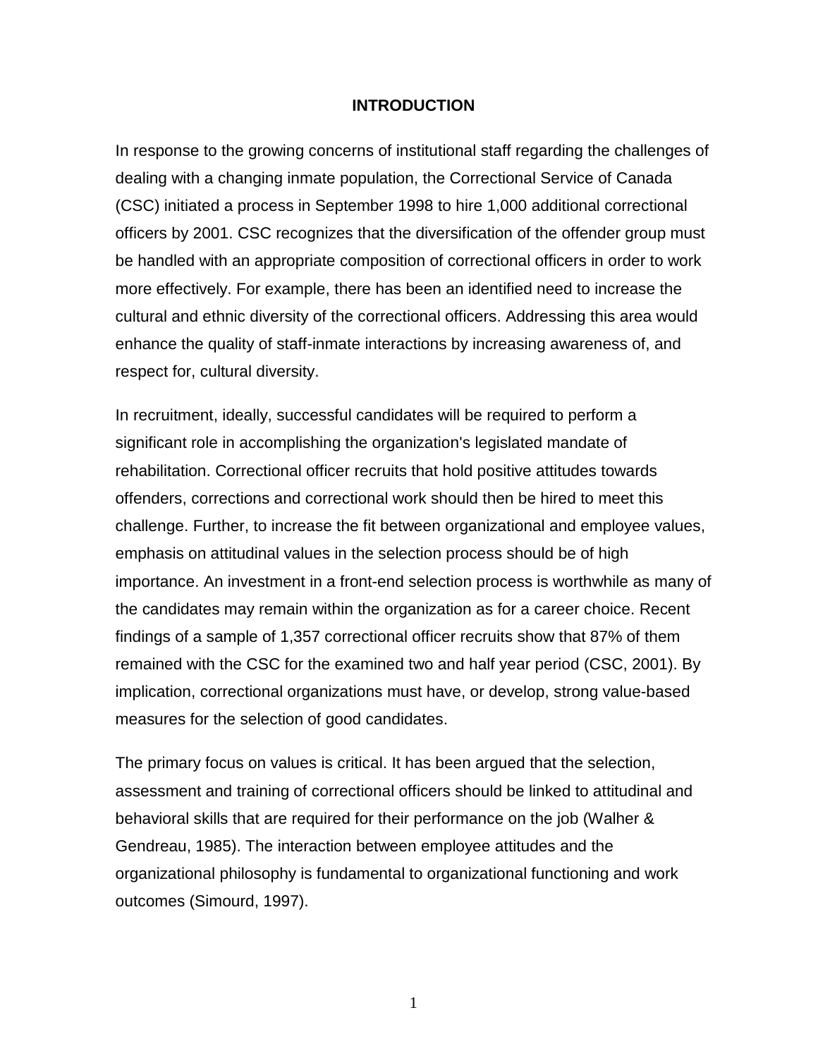# INTRODUCTION

In response to the growing concerns of institutional staff regarding the challenges of dealing with a changing inmate population, the Correctional Service of Canada (CSC) initiated a process in September 1998 to hire 1,000 additional correctional officers by 2001. CSC recognizes that the diversification of the offender group must be handled with an appropriate composition of correctional officers in order to work more effectively. For example, there has been an identified need to increase the cultural and ethnic diversity of the correctional officers. Addressing this area would enhance the quality of staff-inmate interactions by increasing awareness of, and respect for, cultural diversity.

In recruitment, ideally, successful candidates will be required to perform a significant role in accomplishing the organization's legislated mandate of rehabilitation. Correctional officer recruits that hold positive attitudes towards offenders, corrections and correctional work should then be hired to meet this challenge. Further, to increase the fit between organizational and employee values, emphasis on attitudinal values in the selection process should be of high importance. An investment in a front-end selection process is worthwhile as many of the candidates may remain within the organization as for a career choice. Recent findings of a sample of 1,357 correctional officer recruits show that 87% of them remained with the CSC for the examined two and half year period (CSC, 2001). By implication, correctional organizations must have, or develop, strong value-based measures for the selection of good candidates.

The primary focus on values is critical. It has been argued that the selection, assessment and training of correctional officers should be linked to attitudinal and behavioral skills that are required for their performance on the job (Walher & Gendreau, 1985). The interaction between employee attitudes and the organizational philosophy is fundamental to organizational functioning and work outcomes (Simourd, 1997).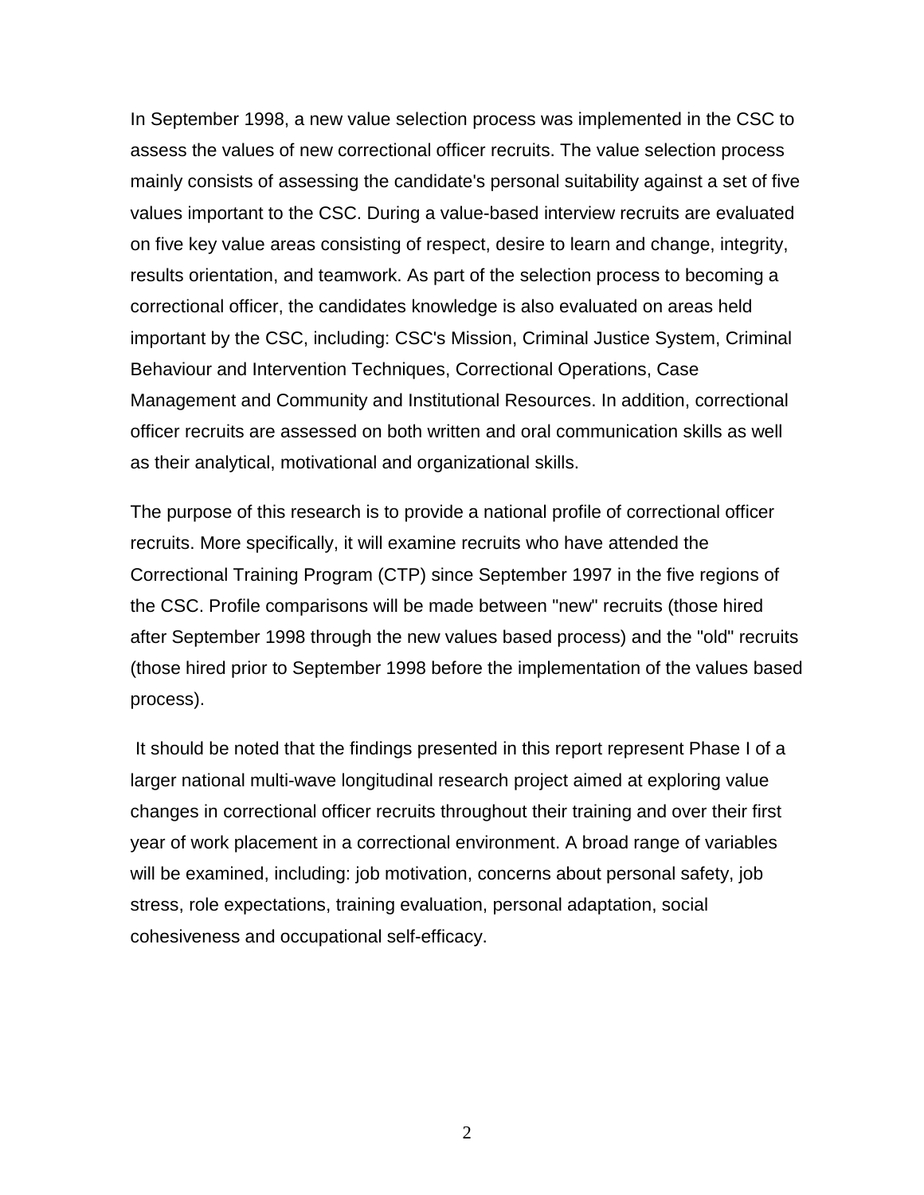In September 1998, a new value selection process was implemented in the CSC to assess the values of new correctional officer recruits. The value selection process mainly consists of assessing the candidate's personal suitability against a set of five values important to the CSC. During a value-based interview recruits are evaluated on five key value areas consisting of respect, desire to learn and change, integrity, results orientation, and teamwork. As part of the selection process to becoming a correctional officer, the candidates knowledge is also evaluated on areas held important by the CSC, including: CSC's Mission, Criminal Justice System, Criminal Behaviour and Intervention Techniques, Correctional Operations, Case Management and Community and Institutional Resources. In addition, correctional officer recruits are assessed on both written and oral communication skills as well as their analytical, motivational and organizational skills.

The purpose of this research is to provide a national profile of correctional officer recruits. More specifically, it will examine recruits who have attended the Correctional Training Program (CTP) since September 1997 in the five regions of the CSC. Profile comparisons will be made between "new" recruits (those hired after September 1998 through the new values based process) and the "old" recruits (those hired prior to September 1998 before the implementation of the values based process).

It should be noted that the findings presented in this report represent Phase I of a larger national multi-wave longitudinal research project aimed at exploring value changes in correctional officer recruits throughout their training and over their first year of work placement in a correctional environment. A broad range of variables will be examined, including: job motivation, concerns about personal safety, job stress, role expectations, training evaluation, personal adaptation, social cohesiveness and occupational self-efficacy.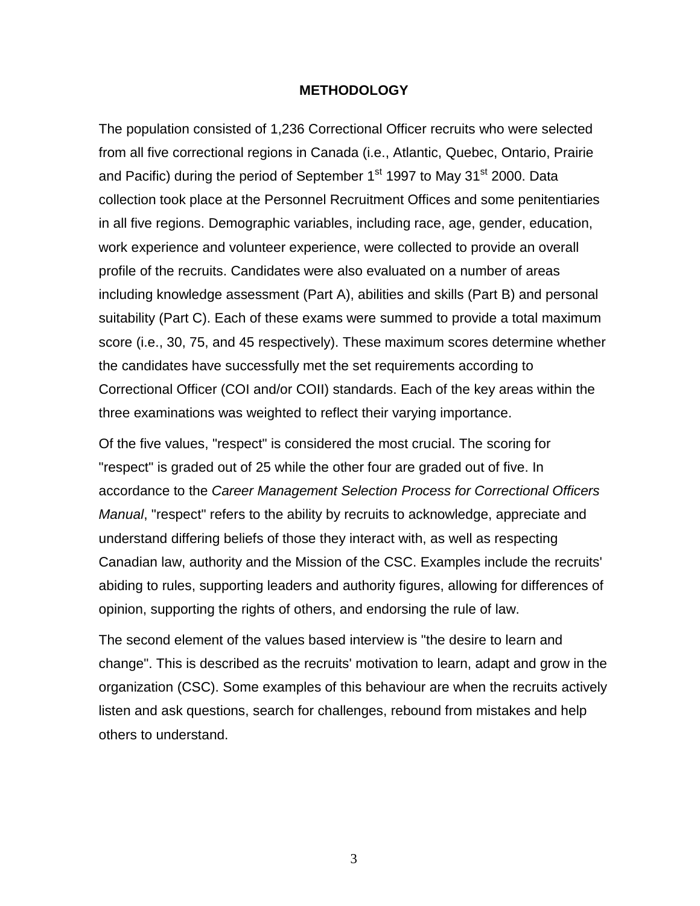# METHODOLOGY

The population consisted of 1,236 Correctional Officer recruits who were selected from all five correctional regions in Canada (i.e., Atlantic, Quebec, Ontario, Prairie and Pacific) during the period of September 1st 1997 to May 31st 2000. Data collection took place at the Personnel Recruitment Offices and some penitentiaries in all five regions. Demographic variables, including race, age, gender, education, work experience and volunteer experience, were collected to provide an overall profile of the recruits. Candidates were also evaluated on a number of areas including knowledge assessment (Part A), abilities and skills (Part B) and personal suitability (Part C). Each of these exams were summed to provide a total maximum score (i.e., 30, 75, and 45 respectively). These maximum scores determine whether the candidates have successfully met the set requirements according to Correctional Officer (COI and/or COII) standards. Each of the key areas within the three examinations was weighted to reflect their varying importance.

Of the five values, "respect" is considered the most crucial. The scoring for "respect" is graded out of 25 while the other four are graded out of five. In accordance to the *Career Management Selection Process for Correctional Officers Manual*, "respect" refers to the ability by recruits to acknowledge, appreciate and understand differing beliefs of those they interact with, as well as respecting Canadian law, authority and the Mission of the CSC. Examples include the recruits' abiding to rules, supporting leaders and authority figures, allowing for differences of opinion, supporting the rights of others, and endorsing the rule of law.

The second element of the values based interview is "the desire to learn and change". This is described as the recruits' motivation to learn, adapt and grow in the organization (CSC). Some examples of this behaviour are when the recruits actively listen and ask questions, search for challenges, rebound from mistakes and help others to understand.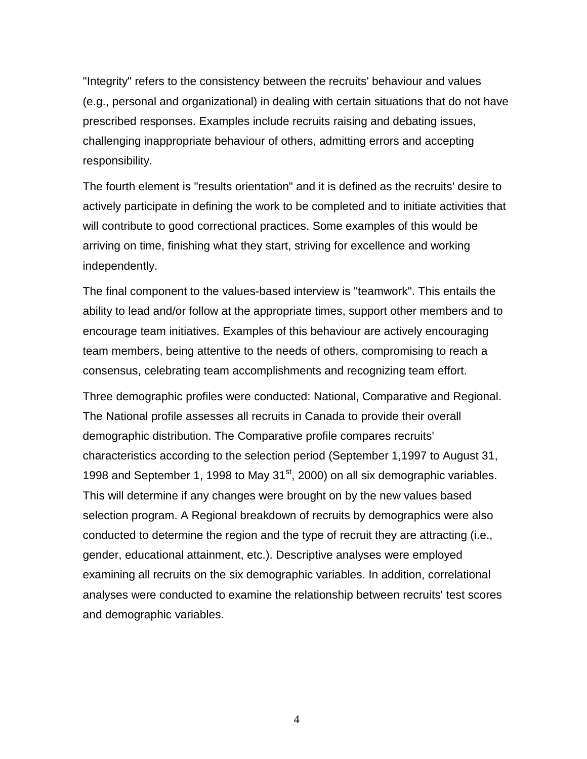"Integrity" refers to the consistency between the recruits' behaviour and values (e.g., personal and organizational) in dealing with certain situations that do not have prescribed responses. Examples include recruits raising and debating issues, challenging inappropriate behaviour of others, admitting errors and accepting responsibility.

The fourth element is "results orientation" and it is defined as the recruits' desire to actively participate in defining the work to be completed and to initiate activities that will contribute to good correctional practices. Some examples of this would be arriving on time, finishing what they start, striving for excellence and working independently.

The final component to the values-based interview is "teamwork". This entails the ability to lead and/or follow at the appropriate times, support other members and to encourage team initiatives. Examples of this behaviour are actively encouraging team members, being attentive to the needs of others, compromising to reach a consensus, celebrating team accomplishments and recognizing team effort.

Three demographic profiles were conducted: National, Comparative and Regional. The National profile assesses all recruits in Canada to provide their overall demographic distribution. The Comparative profile compares recruits' characteristics according to the selection period (September 1,1997 to August 31, 1998 and September 1, 1998 to May 31st, 2000) on all six demographic variables. This will determine if any changes were brought on by the new values based selection program. A Regional breakdown of recruits by demographics were also conducted to determine the region and the type of recruit they are attracting (i.e., gender, educational attainment, etc.). Descriptive analyses were employed examining all recruits on the six demographic variables. In addition, correlational analyses were conducted to examine the relationship between recruits' test scores and demographic variables.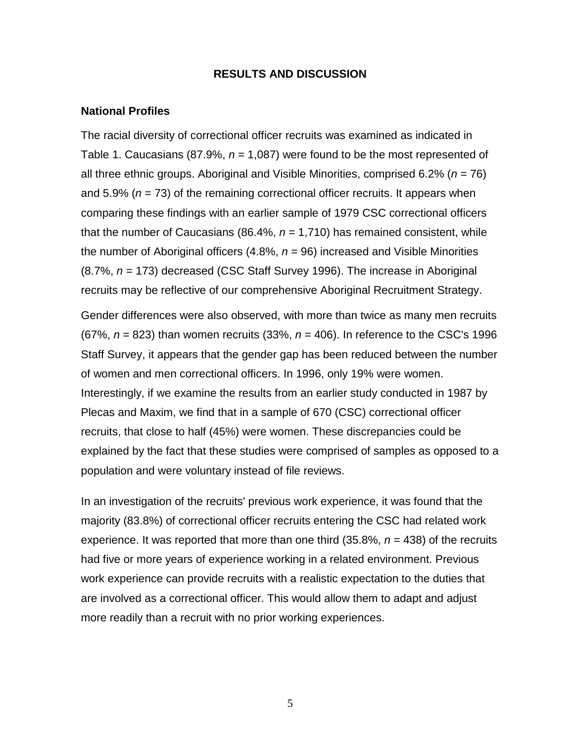## RESULTS AND DISCUSSION

### National Profiles

The racial diversity of correctional officer recruits was examined as indicated in Table 1. Caucasians (87.9%, *n* = 1,087) were found to be the most represented of all three ethnic groups. Aboriginal and Visible Minorities, comprised 6.2% (*n* = 76) and 5.9% (*n* = 73) of the remaining correctional officer recruits. It appears when comparing these findings with an earlier sample of 1979 CSC correctional officers that the number of Caucasians (86.4%, *n* = 1,710) has remained consistent, while the number of Aboriginal officers (4.8%, *n* = 96) increased and Visible Minorities (8.7%, *n* = 173) decreased (CSC Staff Survey 1996). The increase in Aboriginal recruits may be reflective of our comprehensive Aboriginal Recruitment Strategy.

Gender differences were also observed, with more than twice as many men recruits (67%, *n* = 823) than women recruits (33%, *n* = 406). In reference to the CSC's 1996 Staff Survey, it appears that the gender gap has been reduced between the number of women and men correctional officers. In 1996, only 19% were women. Interestingly, if we examine the results from an earlier study conducted in 1987 by Plecas and Maxim, we find that in a sample of 670 (CSC) correctional officer recruits, that close to half (45%) were women. These discrepancies could be explained by the fact that these studies were comprised of samples as opposed to a population and were voluntary instead of file reviews.

In an investigation of the recruits' previous work experience, it was found that the majority (83.8%) of correctional officer recruits entering the CSC had related work experience. It was reported that more than one third (35.8%, *n* = 438) of the recruits had five or more years of experience working in a related environment. Previous work experience can provide recruits with a realistic expectation to the duties that are involved as a correctional officer. This would allow them to adapt and adjust more readily than a recruit with no prior working experiences.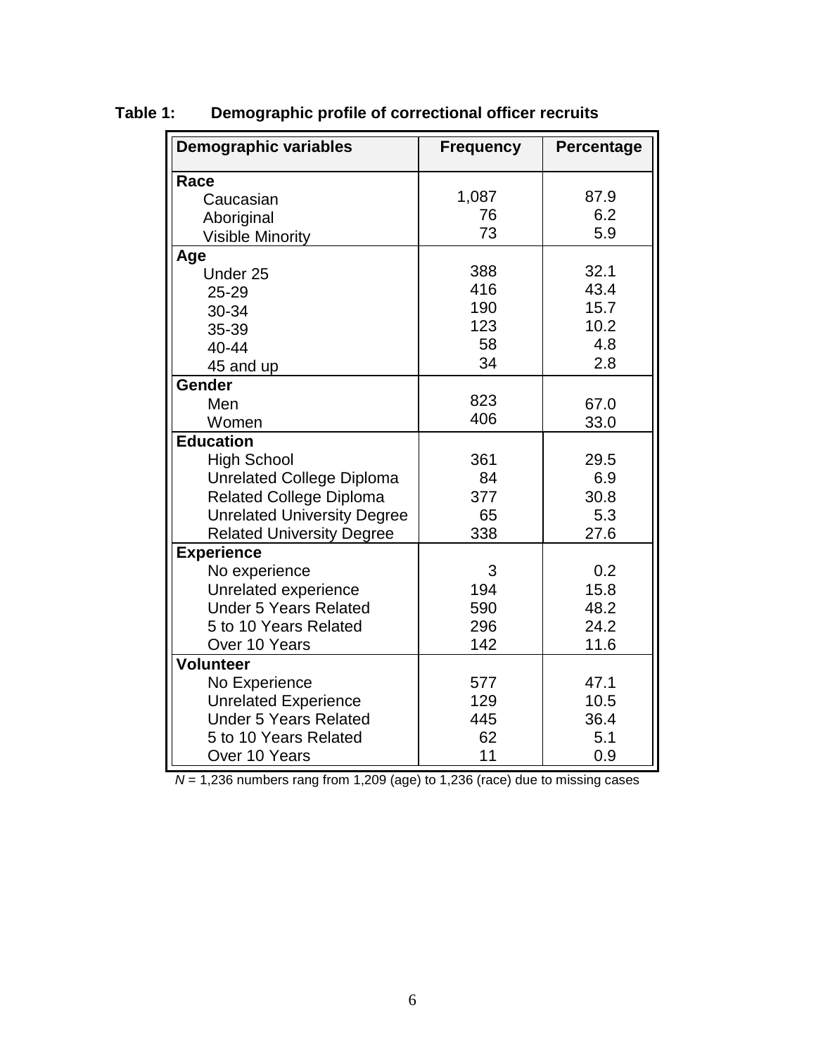**Table 1: Demographic profile of correctional officer recruits**

| Demographic variables | Frequency | Percentage |
|---|---|---|
| **Race** | | |
| Caucasian | 1,087 | 87.9 |
| Aboriginal | 76 | 6.2 |
| Visible Minority | 73 | 5.9 |
| **Age** | | |
| Under 25 | 388 | 32.1 |
| 25-29 | 416 | 43.4 |
| 30-34 | 190 | 15.7 |
| 35-39 | 123 | 10.2 |
| 40-44 | 58 | 4.8 |
| 45 and up | 34 | 2.8 |
| **Gender** | | |
| Men | 823 | 67.0 |
| Women | 406 | 33.0 |
| **Education** | | |
| High School | 361 | 29.5 |
| Unrelated College Diploma | 84 | 6.9 |
| Related College Diploma | 377 | 30.8 |
| Unrelated University Degree | 65 | 5.3 |
| Related University Degree | 338 | 27.6 |
| **Experience** | | |
| No experience | 3 | 0.2 |
| Unrelated experience | 194 | 15.8 |
| Under 5 Years Related | 590 | 48.2 |
| 5 to 10 Years Related | 296 | 24.2 |
| Over 10 Years | 142 | 11.6 |
| **Volunteer** | | |
| No Experience | 577 | 47.1 |
| Unrelated Experience | 129 | 10.5 |
| Under 5 Years Related | 445 | 36.4 |
| 5 to 10 Years Related | 62 | 5.1 |
| Over 10 Years | 11 | 0.9 |

*N* = 1,236 numbers rang from 1,209 (age) to 1,236 (race) due to missing cases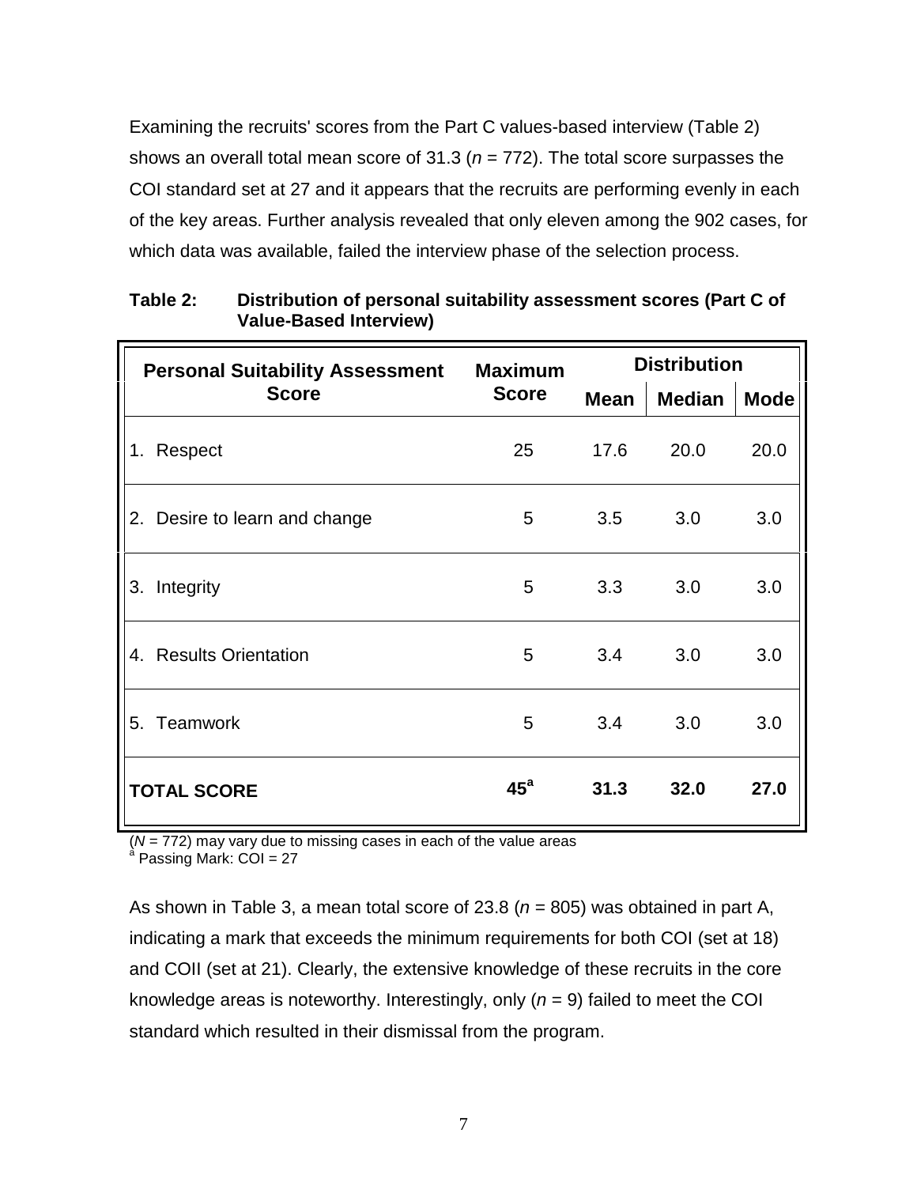Examining the recruits' scores from the Part C values-based interview (Table 2) shows an overall total mean score of 31.3 (*n* = 772). The total score surpasses the COI standard set at 27 and it appears that the recruits are performing evenly in each of the key areas. Further analysis revealed that only eleven among the 902 cases, for which data was available, failed the interview phase of the selection process.

**Table 2: Distribution of personal suitability assessment scores (Part C of Value-Based Interview)**

| Personal Suitability Assessment Score | Maximum Score | Distribution | | |
|---|---|---|---|---|
| | | Mean | Median | Mode |
| 1. Respect | 25 | 17.6 | 20.0 | 20.0 |
| 2. Desire to learn and change | 5 | 3.5 | 3.0 | 3.0 |
| 3. Integrity | 5 | 3.3 | 3.0 | 3.0 |
| 4. Results Orientation | 5 | 3.4 | 3.0 | 3.0 |
| 5. Teamwork | 5 | 3.4 | 3.0 | 3.0 |
| **TOTAL SCORE** | **45[a]** | **31.3** | **32.0** | **27.0** |

(*N* = 772) may vary due to missing cases in each of the value areas
[a] Passing Mark: COI = 27

As shown in Table 3, a mean total score of 23.8 (*n* = 805) was obtained in part A, indicating a mark that exceeds the minimum requirements for both COI (set at 18) and COII (set at 21). Clearly, the extensive knowledge of these recruits in the core knowledge areas is noteworthy. Interestingly, only (*n* = 9) failed to meet the COI standard which resulted in their dismissal from the program.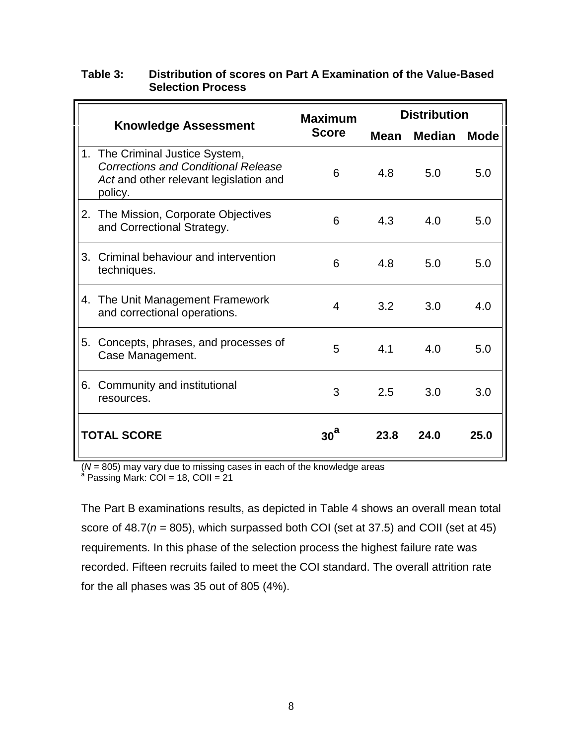**Table 3: Distribution of scores on Part A Examination of the Value-Based Selection Process**

| Knowledge Assessment | Maximum Score | Distribution | | |
|---|---|---|---|---|
| | | Mean | Median | Mode |
| 1. The Criminal Justice System, *Corrections and Conditional Release Act* and other relevant legislation and policy. | 6 | 4.8 | 5.0 | 5.0 |
| 2. The Mission, Corporate Objectives and Correctional Strategy. | 6 | 4.3 | 4.0 | 5.0 |
| 3. Criminal behaviour and intervention techniques. | 6 | 4.8 | 5.0 | 5.0 |
| 4. The Unit Management Framework and correctional operations. | 4 | 3.2 | 3.0 | 4.0 |
| 5. Concepts, phrases, and processes of Case Management. | 5 | 4.1 | 4.0 | 5.0 |
| 6. Community and institutional resources. | 3 | 2.5 | 3.0 | 3.0 |
| **TOTAL SCORE** | **30[a]** | **23.8** | **24.0** | **25.0** |

($N$ = 805) may vary due to missing cases in each of the knowledge areas
[a] Passing Mark: COI = 18, COII = 21

The Part B examinations results, as depicted in Table 4 shows an overall mean total score of 48.7($n$ = 805), which surpassed both COI (set at 37.5) and COII (set at 45) requirements. In this phase of the selection process the highest failure rate was recorded. Fifteen recruits failed to meet the COI standard. The overall attrition rate for the all phases was 35 out of 805 (4%).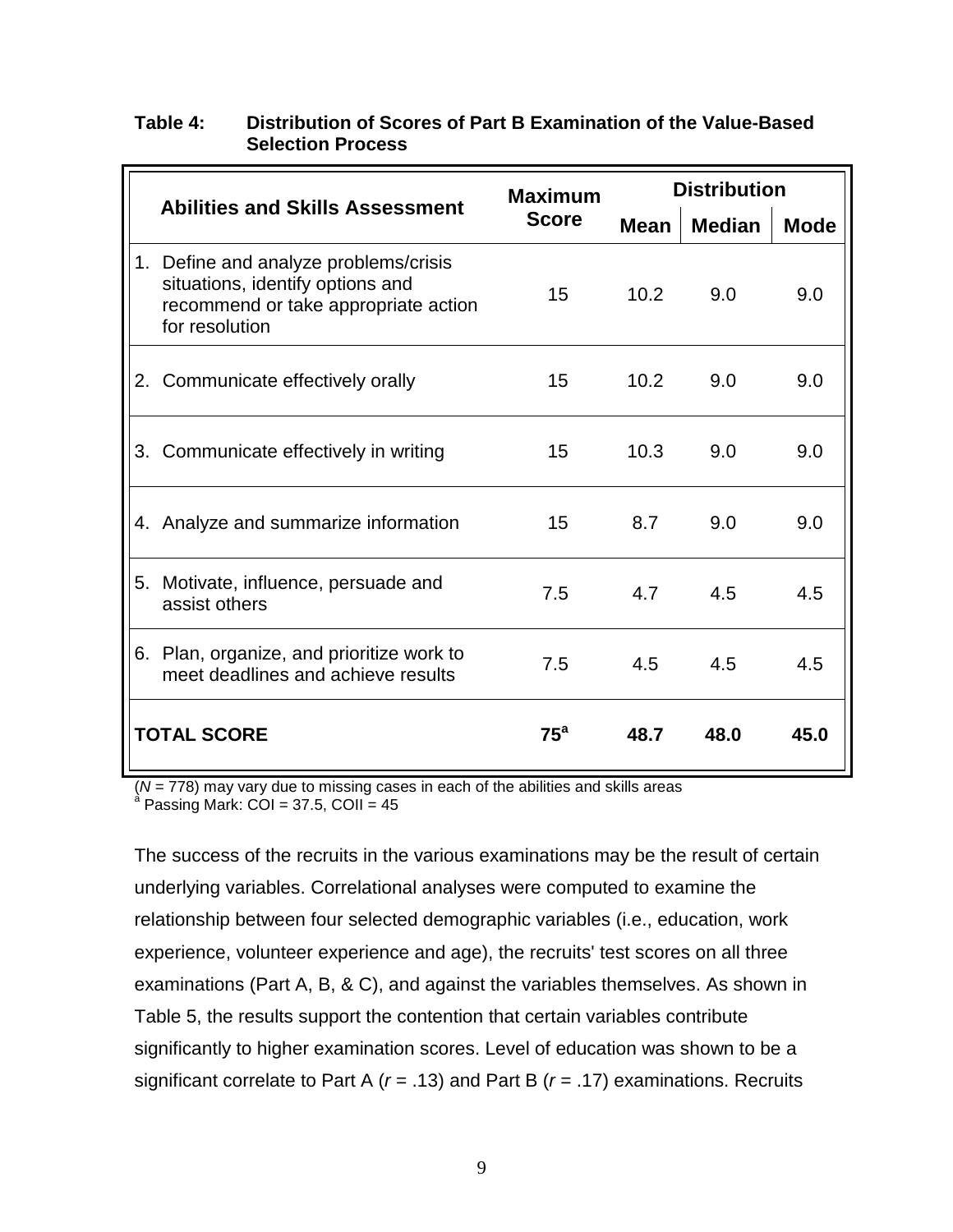**Table 4: Distribution of Scores of Part B Examination of the Value-Based Selection Process**

| Abilities and Skills Assessment | Maximum Score | Distribution | | |
|---|---|---|---|---|
| | | Mean | Median | Mode |
| 1. Define and analyze problems/crisis situations, identify options and recommend or take appropriate action for resolution | 15 | 10.2 | 9.0 | 9.0 |
| 2. Communicate effectively orally | 15 | 10.2 | 9.0 | 9.0 |
| 3. Communicate effectively in writing | 15 | 10.3 | 9.0 | 9.0 |
| 4. Analyze and summarize information | 15 | 8.7 | 9.0 | 9.0 |
| 5. Motivate, influence, persuade and assist others | 7.5 | 4.7 | 4.5 | 4.5 |
| 6. Plan, organize, and prioritize work to meet deadlines and achieve results | 7.5 | 4.5 | 4.5 | 4.5 |
| **TOTAL SCORE** | **75[a]** | **48.7** | **48.0** | **45.0** |

($N$ = 778) may vary due to missing cases in each of the abilities and skills areas
[a] Passing Mark: COI = 37.5, COII = 45

The success of the recruits in the various examinations may be the result of certain underlying variables. Correlational analyses were computed to examine the relationship between four selected demographic variables (i.e., education, work experience, volunteer experience and age), the recruits' test scores on all three examinations (Part A, B, & C), and against the variables themselves. As shown in Table 5, the results support the contention that certain variables contribute significantly to higher examination scores. Level of education was shown to be a significant correlate to Part A ($r$ = .13) and Part B ($r$ = .17) examinations. Recruits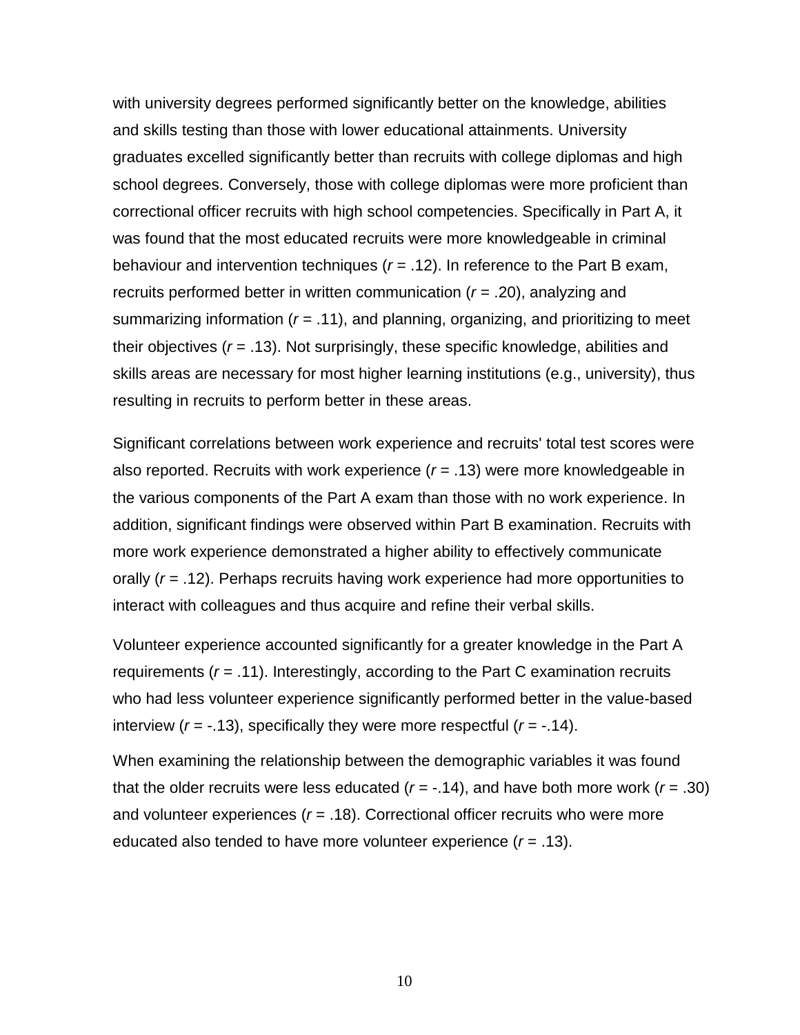with university degrees performed significantly better on the knowledge, abilities and skills testing than those with lower educational attainments. University graduates excelled significantly better than recruits with college diplomas and high school degrees. Conversely, those with college diplomas were more proficient than correctional officer recruits with high school competencies. Specifically in Part A, it was found that the most educated recruits were more knowledgeable in criminal behaviour and intervention techniques ($r = .12$). In reference to the Part B exam, recruits performed better in written communication ($r = .20$), analyzing and summarizing information ($r = .11$), and planning, organizing, and prioritizing to meet their objectives ($r = .13$). Not surprisingly, these specific knowledge, abilities and skills areas are necessary for most higher learning institutions (e.g., university), thus resulting in recruits to perform better in these areas.

Significant correlations between work experience and recruits' total test scores were also reported. Recruits with work experience ($r = .13$) were more knowledgeable in the various components of the Part A exam than those with no work experience. In addition, significant findings were observed within Part B examination. Recruits with more work experience demonstrated a higher ability to effectively communicate orally ($r = .12$). Perhaps recruits having work experience had more opportunities to interact with colleagues and thus acquire and refine their verbal skills.

Volunteer experience accounted significantly for a greater knowledge in the Part A requirements ($r = .11$). Interestingly, according to the Part C examination recruits who had less volunteer experience significantly performed better in the value-based interview ($r = -.13$), specifically they were more respectful ($r = -.14$).

When examining the relationship between the demographic variables it was found that the older recruits were less educated ($r = -.14$), and have both more work ($r = .30$) and volunteer experiences ($r = .18$). Correctional officer recruits who were more educated also tended to have more volunteer experience ($r = .13$).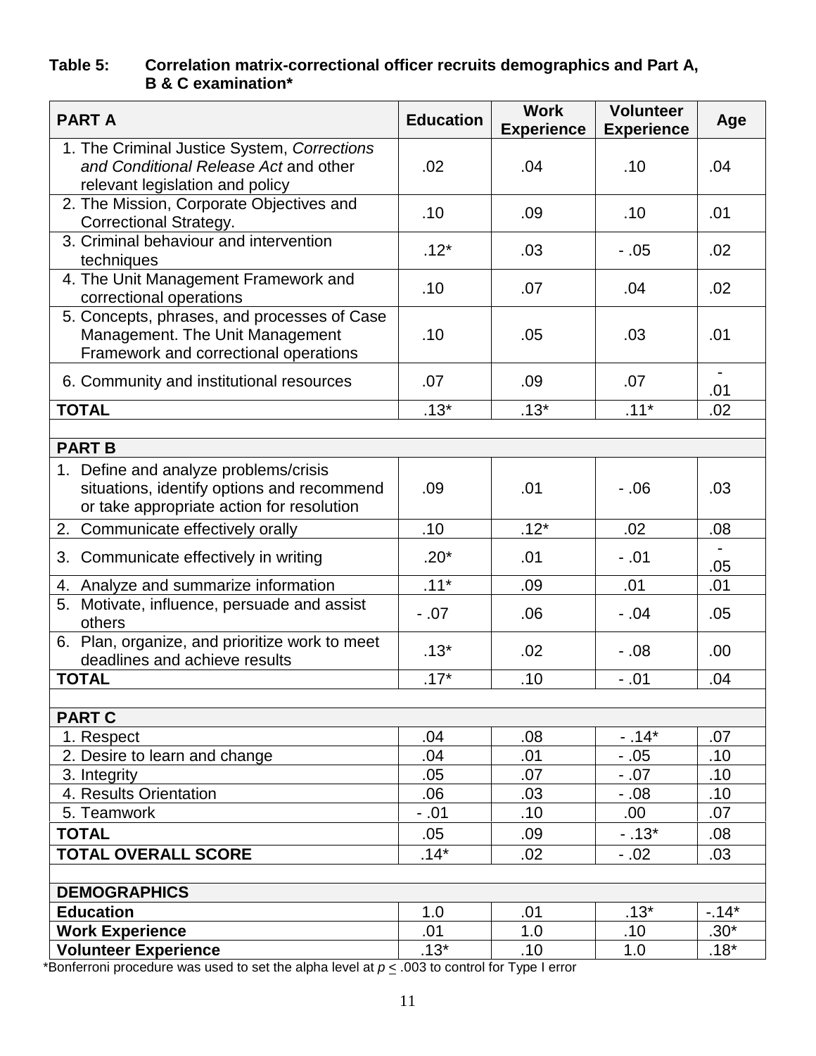**Table 5: Correlation matrix-correctional officer recruits demographics and Part A, B & C examination***

| PART A | Education | Work Experience | Volunteer Experience | Age |
|---|---|---|---|---|
| 1. The Criminal Justice System, *Corrections and Conditional Release Act* and other relevant legislation and policy | .02 | .04 | .10 | .04 |
| 2. The Mission, Corporate Objectives and Correctional Strategy. | .10 | .09 | .10 | .01 |
| 3. Criminal behaviour and intervention techniques | .12* | .03 | - .05 | .02 |
| 4. The Unit Management Framework and correctional operations | .10 | .07 | .04 | .02 |
| 5. Concepts, phrases, and processes of Case Management. The Unit Management Framework and correctional operations | .10 | .05 | .03 | .01 |
| 6. Community and institutional resources | .07 | .09 | .07 | -.01 |
| **TOTAL** | .13* | .13* | .11* | .02 |
| | | | | |
| **PART B** | | | | |
| 1. Define and analyze problems/crisis situations, identify options and recommend or take appropriate action for resolution | .09 | .01 | - .06 | .03 |
| 2. Communicate effectively orally | .10 | .12* | .02 | .08 |
| 3. Communicate effectively in writing | .20* | .01 | - .01 | -.05 |
| 4. Analyze and summarize information | .11* | .09 | .01 | .01 |
| 5. Motivate, influence, persuade and assist others | - .07 | .06 | - .04 | .05 |
| 6. Plan, organize, and prioritize work to meet deadlines and achieve results | .13* | .02 | - .08 | .00 |
| **TOTAL** | .17* | .10 | - .01 | .04 |
| | | | | |
| **PART C** | | | | |
| 1. Respect | .04 | .08 | - .14* | .07 |
| 2. Desire to learn and change | .04 | .01 | - .05 | .10 |
| 3. Integrity | .05 | .07 | - .07 | .10 |
| 4. Results Orientation | .06 | .03 | - .08 | .10 |
| 5. Teamwork | - .01 | .10 | .00 | .07 |
| **TOTAL** | .05 | .09 | - .13* | .08 |
| **TOTAL OVERALL SCORE** | .14* | .02 | - .02 | .03 |
| | | | | |
| **DEMOGRAPHICS** | | | | |
| **Education** | 1.0 | .01 | .13* | -.14* |
| **Work Experience** | .01 | 1.0 | .10 | .30* |
| **Volunteer Experience** | .13* | .10 | 1.0 | .18* |

*Bonferroni procedure was used to set the alpha level at $p \leq .003$ to control for Type I error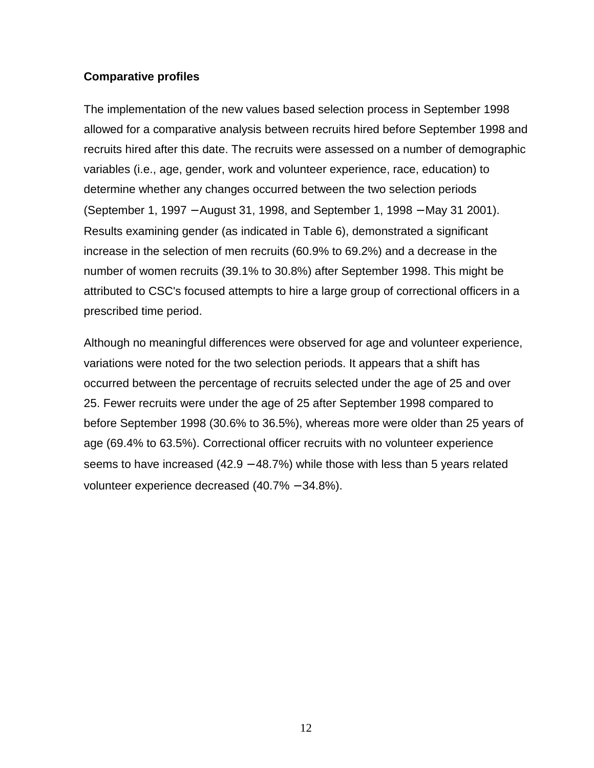**Comparative profiles**

The implementation of the new values based selection process in September 1998 allowed for a comparative analysis between recruits hired before September 1998 and recruits hired after this date. The recruits were assessed on a number of demographic variables (i.e., age, gender, work and volunteer experience, race, education) to determine whether any changes occurred between the two selection periods (September 1, 1997 – August 31, 1998, and September 1, 1998 – May 31 2001). Results examining gender (as indicated in Table 6), demonstrated a significant increase in the selection of men recruits (60.9% to 69.2%) and a decrease in the number of women recruits (39.1% to 30.8%) after September 1998. This might be attributed to CSC's focused attempts to hire a large group of correctional officers in a prescribed time period.

Although no meaningful differences were observed for age and volunteer experience, variations were noted for the two selection periods. It appears that a shift has occurred between the percentage of recruits selected under the age of 25 and over 25. Fewer recruits were under the age of 25 after September 1998 compared to before September 1998 (30.6% to 36.5%), whereas more were older than 25 years of age (69.4% to 63.5%). Correctional officer recruits with no volunteer experience seems to have increased (42.9 – 48.7%) while those with less than 5 years related volunteer experience decreased (40.7% – 34.8%).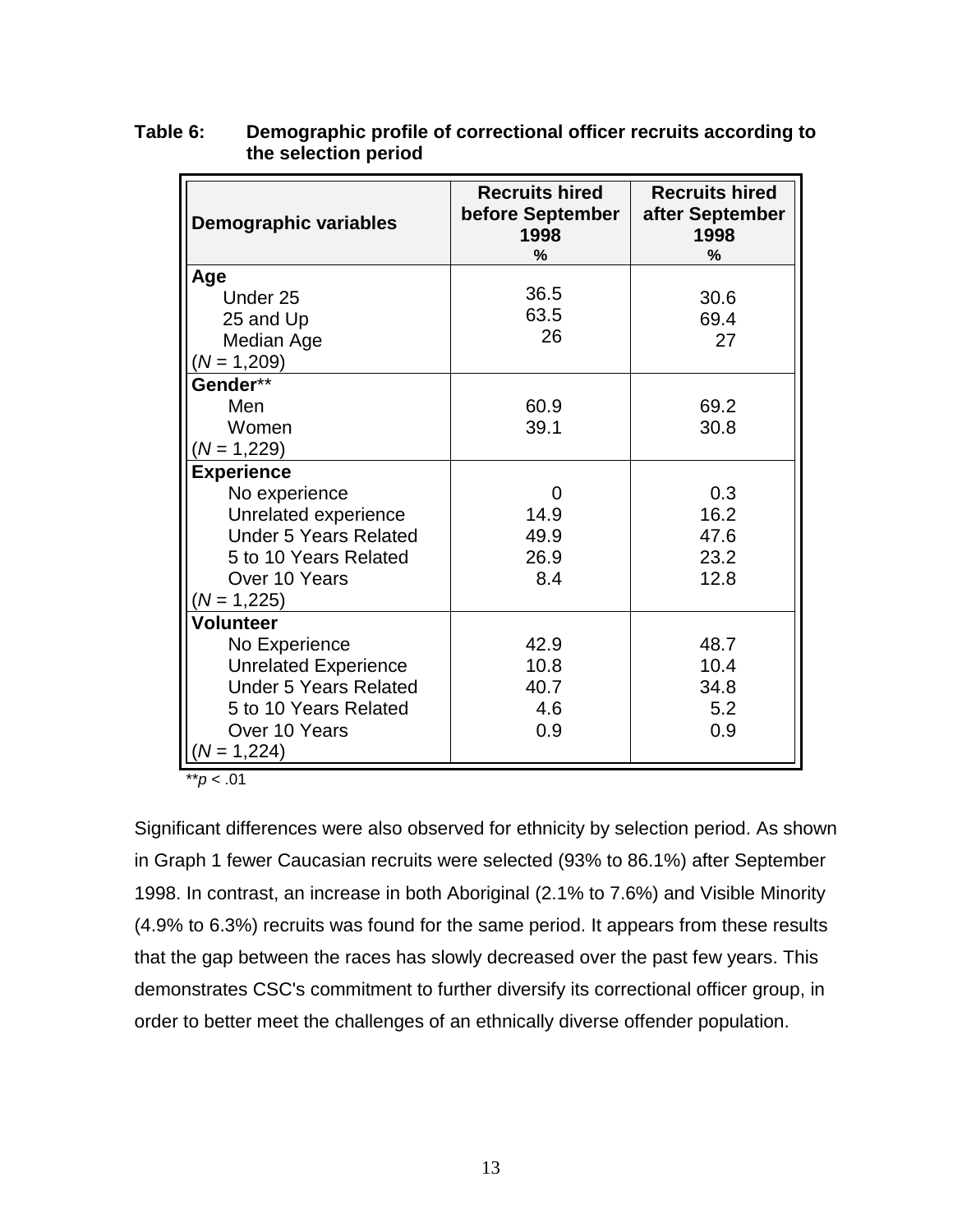**Table 6: Demographic profile of correctional officer recruits according to the selection period**

| Demographic variables | Recruits hired before September 1998 % | Recruits hired after September 1998 % |
|---|---|---|
| **Age** | | |
| Under 25 | 36.5 | 30.6 |
| 25 and Up | 63.5 | 69.4 |
| Median Age | 26 | 27 |
| ($N$ = 1,209) | | |
| **Gender**** | | |
| Men | 60.9 | 69.2 |
| Women | 39.1 | 30.8 |
| ($N$ = 1,229) | | |
| **Experience** | | |
| No experience | 0 | 0.3 |
| Unrelated experience | 14.9 | 16.2 |
| Under 5 Years Related | 49.9 | 47.6 |
| 5 to 10 Years Related | 26.9 | 23.2 |
| Over 10 Years | 8.4 | 12.8 |
| ($N$ = 1,225) | | |
| **Volunteer** | | |
| No Experience | 42.9 | 48.7 |
| Unrelated Experience | 10.8 | 10.4 |
| Under 5 Years Related | 40.7 | 34.8 |
| 5 to 10 Years Related | 4.6 | 5.2 |
| Over 10 Years | 0.9 | 0.9 |
| ($N$ = 1,224) | | |

**$p < .01$

Significant differences were also observed for ethnicity by selection period. As shown in Graph 1 fewer Caucasian recruits were selected (93% to 86.1%) after September 1998. In contrast, an increase in both Aboriginal (2.1% to 7.6%) and Visible Minority (4.9% to 6.3%) recruits was found for the same period. It appears from these results that the gap between the races has slowly decreased over the past few years. This demonstrates CSC's commitment to further diversify its correctional officer group, in order to better meet the challenges of an ethnically diverse offender population.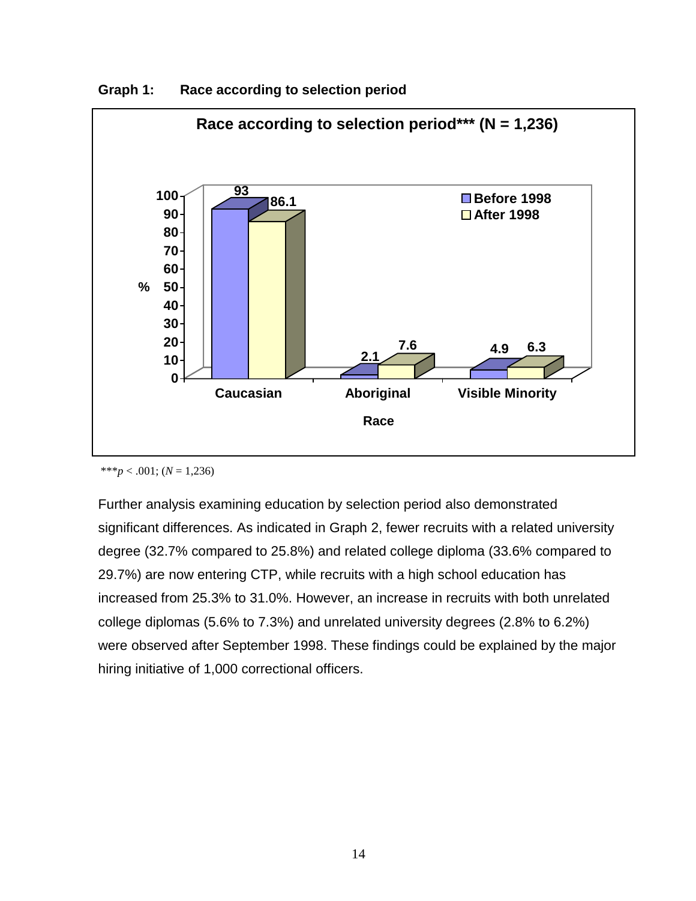**Graph 1: Race according to selection period**

| Race | Before 1998 (%) | After 1998 (%) |
|---|---|---|
| Caucasian | 93 | 86.1 |
| Aboriginal | 2.1 | 7.6 |
| Visible Minority | 4.9 | 6.3 |

Race according to selection period*** (N = 1,236)

***$p < .001$; ($N$ = 1,236)

Further analysis examining education by selection period also demonstrated significant differences. As indicated in Graph 2, fewer recruits with a related university degree (32.7% compared to 25.8%) and related college diploma (33.6% compared to 29.7%) are now entering CTP, while recruits with a high school education has increased from 25.3% to 31.0%. However, an increase in recruits with both unrelated college diplomas (5.6% to 7.3%) and unrelated university degrees (2.8% to 6.2%) were observed after September 1998. These findings could be explained by the major hiring initiative of 1,000 correctional officers.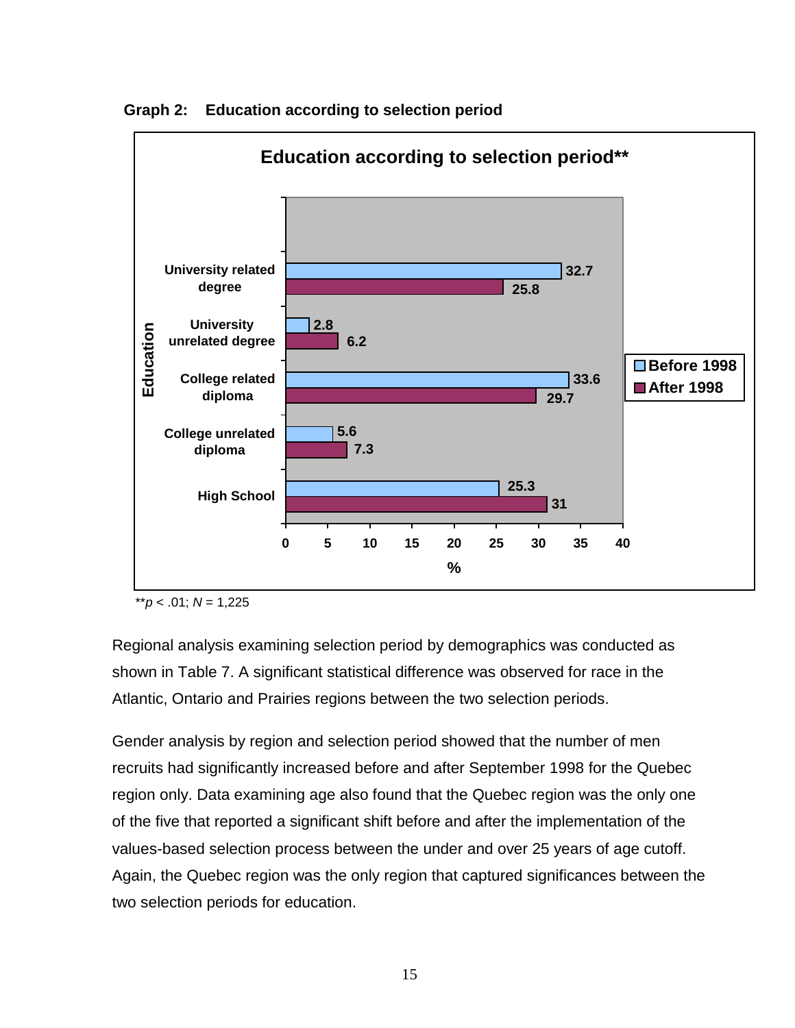**Graph 2: Education according to selection period**

| Education | Before 1998 (%) | After 1998 (%) |
|---|---|---|
| University related degree | 32.7 | 25.8 |
| University unrelated degree | 2.8 | 6.2 |
| College related diploma | 33.6 | 29.7 |
| College unrelated diploma | 5.6 | 7.3 |
| High School | 25.3 | 31 |

**$p < .01$; $N$ = 1,225

Regional analysis examining selection period by demographics was conducted as shown in Table 7. A significant statistical difference was observed for race in the Atlantic, Ontario and Prairies regions between the two selection periods.

Gender analysis by region and selection period showed that the number of men recruits had significantly increased before and after September 1998 for the Quebec region only. Data examining age also found that the Quebec region was the only one of the five that reported a significant shift before and after the implementation of the values-based selection process between the under and over 25 years of age cutoff. Again, the Quebec region was the only region that captured significances between the two selection periods for education.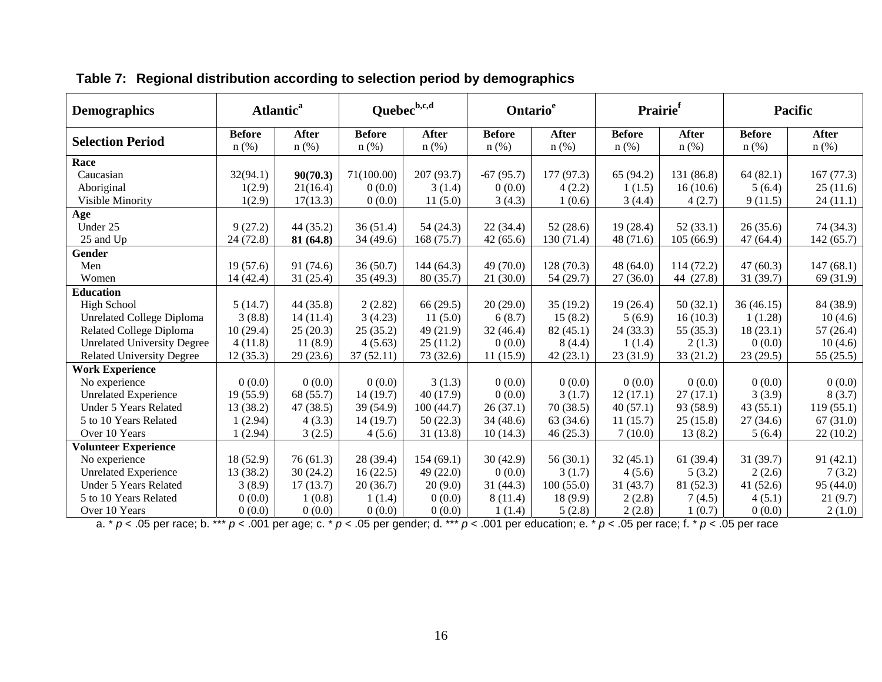**Table 7: Regional distribution according to selection period by demographics**

| Demographics | Atlantic[a] | | Quebec[b,c,d] | | Ontario[e] | | Prairie[f] | | Pacific | |
|---|---|---|---|---|---|---|---|---|---|---|
| **Selection Period** | **Before** n (%) | **After** n (%) | **Before** n (%) | **After** n (%) | **Before** n (%) | **After** n (%) | **Before** n (%) | **After** n (%) | **Before** n (%) | **After** n (%) |
| **Race** | | | | | | | | | | |
| Caucasian | 32(94.1) | **90(70.3)** | 71(100.00) | 207 (93.7) | -67 (95.7) | 177 (97.3) | 65 (94.2) | 131 (86.8) | 64 (82.1) | 167 (77.3) |
| Aboriginal | 1(2.9) | 21(16.4) | 0 (0.0) | 3 (1.4) | 0 (0.0) | 4 (2.2) | 1 (1.5) | 16 (10.6) | 5 (6.4) | 25 (11.6) |
| Visible Minority | 1(2.9) | 17(13.3) | 0 (0.0) | 11 (5.0) | 3 (4.3) | 1 (0.6) | 3 (4.4) | 4 (2.7) | 9 (11.5) | 24 (11.1) |
| **Age** | | | | | | | | | | |
| Under 25 | 9 (27.2) | 44 (35.2) | 36 (51.4) | 54 (24.3) | 22 (34.4) | 52 (28.6) | 19 (28.4) | 52 (33.1) | 26 (35.6) | 74 (34.3) |
| 25 and Up | 24 (72.8) | **81 (64.8)** | 34 (49.6) | 168 (75.7) | 42 (65.6) | 130 (71.4) | 48 (71.6) | 105 (66.9) | 47 (64.4) | 142 (65.7) |
| **Gender** | | | | | | | | | | |
| Men | 19 (57.6) | 91 (74.6) | 36 (50.7) | 144 (64.3) | 49 (70.0) | 128 (70.3) | 48 (64.0) | 114 (72.2) | 47 (60.3) | 147 (68.1) |
| Women | 14 (42.4) | 31 (25.4) | 35 (49.3) | 80 (35.7) | 21 (30.0) | 54 (29.7) | 27 (36.0) | 44 (27.8) | 31 (39.7) | 69 (31.9) |
| **Education** | | | | | | | | | | |
| High School | 5 (14.7) | 44 (35.8) | 2 (2.82) | 66 (29.5) | 20 (29.0) | 35 (19.2) | 19 (26.4) | 50 (32.1) | 36 (46.15) | 84 (38.9) |
| Unrelated College Diploma | 3 (8.8) | 14 (11.4) | 3 (4.23) | 11 (5.0) | 6 (8.7) | 15 (8.2) | 5 (6.9) | 16 (10.3) | 1 (1.28) | 10 (4.6) |
| Related College Diploma | 10 (29.4) | 25 (20.3) | 25 (35.2) | 49 (21.9) | 32 (46.4) | 82 (45.1) | 24 (33.3) | 55 (35.3) | 18 (23.1) | 57 (26.4) |
| Unrelated University Degree | 4 (11.8) | 11 (8.9) | 4 (5.63) | 25 (11.2) | 0 (0.0) | 8 (4.4) | 1 (1.4) | 2 (1.3) | 0 (0.0) | 10 (4.6) |
| Related University Degree | 12 (35.3) | 29 (23.6) | 37 (52.11) | 73 (32.6) | 11 (15.9) | 42 (23.1) | 23 (31.9) | 33 (21.2) | 23 (29.5) | 55 (25.5) |
| **Work Experience** | | | | | | | | | | |
| No experience | 0 (0.0) | 0 (0.0) | 0 (0.0) | 3 (1.3) | 0 (0.0) | 0 (0.0) | 0 (0.0) | 0 (0.0) | 0 (0.0) | 0 (0.0) |
| Unrelated Experience | 19 (55.9) | 68 (55.7) | 14 (19.7) | 40 (17.9) | 0 (0.0) | 3 (1.7) | 12 (17.1) | 27 (17.1) | 3 (3.9) | 8 (3.7) |
| Under 5 Years Related | 13 (38.2) | 47 (38.5) | 39 (54.9) | 100 (44.7) | 26 (37.1) | 70 (38.5) | 40 (57.1) | 93 (58.9) | 43 (55.1) | 119 (55.1) |
| 5 to 10 Years Related | 1 (2.94) | 4 (3.3) | 14 (19.7) | 50 (22.3) | 34 (48.6) | 63 (34.6) | 11 (15.7) | 25 (15.8) | 27 (34.6) | 67 (31.0) |
| Over 10 Years | 1 (2.94) | 3 (2.5) | 4 (5.6) | 31 (13.8) | 10 (14.3) | 46 (25.3) | 7 (10.0) | 13 (8.2) | 5 (6.4) | 22 (10.2) |
| **Volunteer Experience** | | | | | | | | | | |
| No experience | 18 (52.9) | 76 (61.3) | 28 (39.4) | 154 (69.1) | 30 (42.9) | 56 (30.1) | 32 (45.1) | 61 (39.4) | 31 (39.7) | 91 (42.1) |
| Unrelated Experience | 13 (38.2) | 30 (24.2) | 16 (22.5) | 49 (22.0) | 0 (0.0) | 3 (1.7) | 4 (5.6) | 5 (3.2) | 2 (2.6) | 7 (3.2) |
| Under 5 Years Related | 3 (8.9) | 17 (13.7) | 20 (36.7) | 20 (9.0) | 31 (44.3) | 100 (55.0) | 31 (43.7) | 81 (52.3) | 41 (52.6) | 95 (44.0) |
| 5 to 10 Years Related | 0 (0.0) | 1 (0.8) | 1 (1.4) | 0 (0.0) | 8 (11.4) | 18 (9.9) | 2 (2.8) | 7 (4.5) | 4 (5.1) | 21 (9.7) |
| Over 10 Years | 0 (0.0) | 0 (0.0) | 0 (0.0) | 0 (0.0) | 1 (1.4) | 5 (2.8) | 2 (2.8) | 1 (0.7) | 0 (0.0) | 2 (1.0) |

a. * $p < .05$ per race; b. *** $p < .001$ per age; c. * $p < .05$ per gender; d. *** $p < .001$ per education; e. * $p < .05$ per race; f. * $p < .05$ per race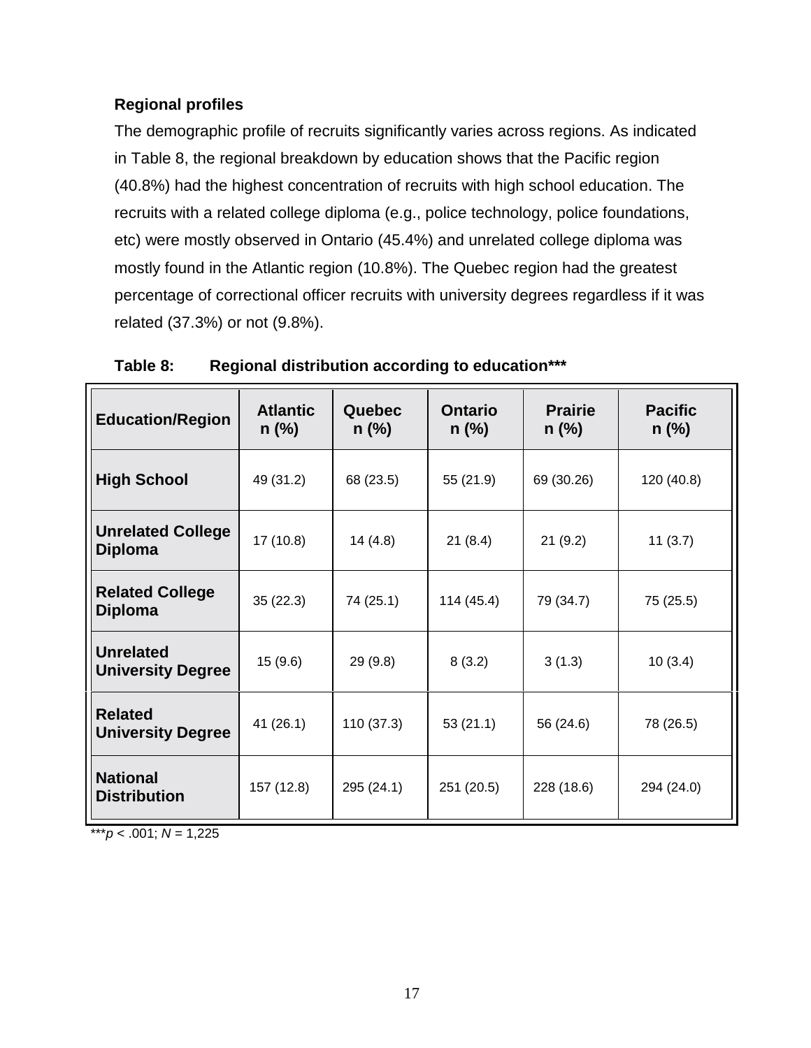### Regional profiles

The demographic profile of recruits significantly varies across regions. As indicated in Table 8, the regional breakdown by education shows that the Pacific region (40.8%) had the highest concentration of recruits with high school education. The recruits with a related college diploma (e.g., police technology, police foundations, etc) were mostly observed in Ontario (45.4%) and unrelated college diploma was mostly found in the Atlantic region (10.8%). The Quebec region had the greatest percentage of correctional officer recruits with university degrees regardless if it was related (37.3%) or not (9.8%).

**Table 8: Regional distribution according to education*****

| Education/Region | Atlantic n (%) | Quebec n (%) | Ontario n (%) | Prairie n (%) | Pacific n (%) |
|---|---|---|---|---|---|
| **High School** | 49 (31.2) | 68 (23.5) | 55 (21.9) | 69 (30.26) | 120 (40.8) |
| **Unrelated College Diploma** | 17 (10.8) | 14 (4.8) | 21 (8.4) | 21 (9.2) | 11 (3.7) |
| **Related College Diploma** | 35 (22.3) | 74 (25.1) | 114 (45.4) | 79 (34.7) | 75 (25.5) |
| **Unrelated University Degree** | 15 (9.6) | 29 (9.8) | 8 (3.2) | 3 (1.3) | 10 (3.4) |
| **Related University Degree** | 41 (26.1) | 110 (37.3) | 53 (21.1) | 56 (24.6) | 78 (26.5) |
| **National Distribution** | 157 (12.8) | 295 (24.1) | 251 (20.5) | 228 (18.6) | 294 (24.0) |

***$p < .001$; $N = 1,225$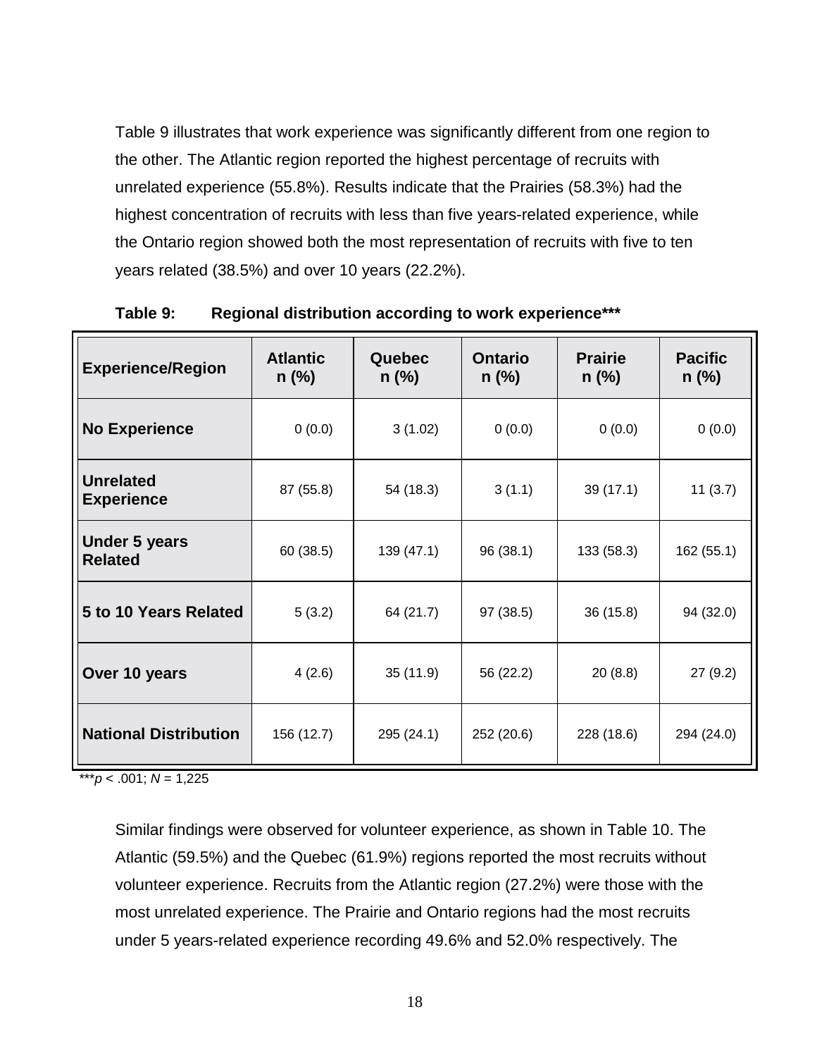Table 9 illustrates that work experience was significantly different from one region to the other. The Atlantic region reported the highest percentage of recruits with unrelated experience (55.8%). Results indicate that the Prairies (58.3%) had the highest concentration of recruits with less than five years-related experience, while the Ontario region showed both the most representation of recruits with five to ten years related (38.5%) and over 10 years (22.2%).

**Table 9: Regional distribution according to work experience*****

| Experience/Region | Atlantic n (%) | Quebec n (%) | Ontario n (%) | Prairie n (%) | Pacific n (%) |
|---|---|---|---|---|---|
| **No Experience** | 0 (0.0) | 3 (1.02) | 0 (0.0) | 0 (0.0) | 0 (0.0) |
| **Unrelated Experience** | 87 (55.8) | 54 (18.3) | 3 (1.1) | 39 (17.1) | 11 (3.7) |
| **Under 5 years Related** | 60 (38.5) | 139 (47.1) | 96 (38.1) | 133 (58.3) | 162 (55.1) |
| **5 to 10 Years Related** | 5 (3.2) | 64 (21.7) | 97 (38.5) | 36 (15.8) | 94 (32.0) |
| **Over 10 years** | 4 (2.6) | 35 (11.9) | 56 (22.2) | 20 (8.8) | 27 (9.2) |
| **National Distribution** | 156 (12.7) | 295 (24.1) | 252 (20.6) | 228 (18.6) | 294 (24.0) |

***$p < .001$; $N$ = 1,225

Similar findings were observed for volunteer experience, as shown in Table 10. The Atlantic (59.5%) and the Quebec (61.9%) regions reported the most recruits without volunteer experience. Recruits from the Atlantic region (27.2%) were those with the most unrelated experience. The Prairie and Ontario regions had the most recruits under 5 years-related experience recording 49.6% and 52.0% respectively. The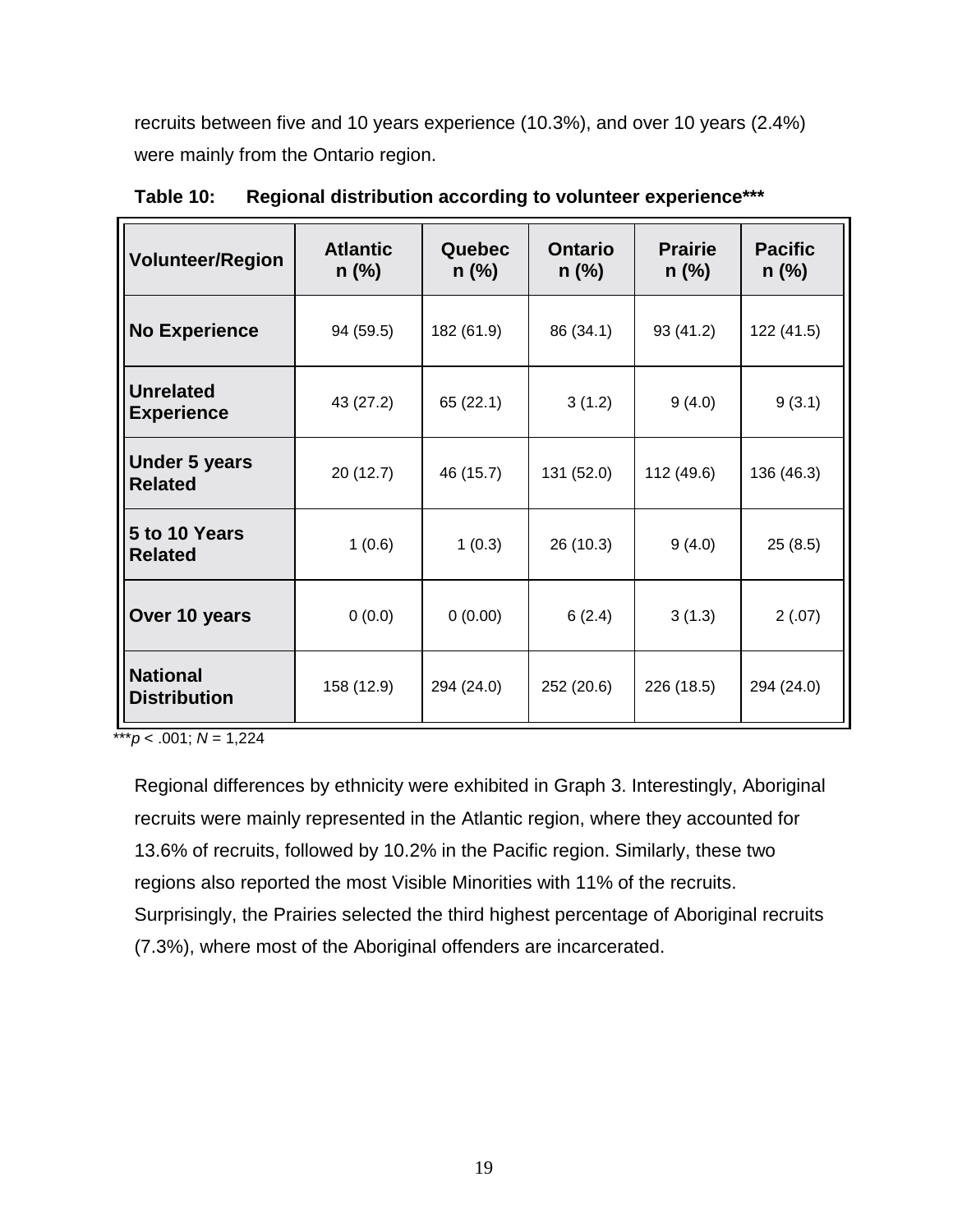recruits between five and 10 years experience (10.3%), and over 10 years (2.4%) were mainly from the Ontario region.

**Table 10: Regional distribution according to volunteer experience*****

| Volunteer/Region | Atlantic n (%) | Quebec n (%) | Ontario n (%) | Prairie n (%) | Pacific n (%) |
|---|---|---|---|---|---|
| **No Experience** | 94 (59.5) | 182 (61.9) | 86 (34.1) | 93 (41.2) | 122 (41.5) |
| **Unrelated Experience** | 43 (27.2) | 65 (22.1) | 3 (1.2) | 9 (4.0) | 9 (3.1) |
| **Under 5 years Related** | 20 (12.7) | 46 (15.7) | 131 (52.0) | 112 (49.6) | 136 (46.3) |
| **5 to 10 Years Related** | 1 (0.6) | 1 (0.3) | 26 (10.3) | 9 (4.0) | 25 (8.5) |
| **Over 10 years** | 0 (0.0) | 0 (0.00) | 6 (2.4) | 3 (1.3) | 2 (.07) |
| **National Distribution** | 158 (12.9) | 294 (24.0) | 252 (20.6) | 226 (18.5) | 294 (24.0) |

****$p < .001$; $N = 1,224$*

Regional differences by ethnicity were exhibited in Graph 3. Interestingly, Aboriginal recruits were mainly represented in the Atlantic region, where they accounted for 13.6% of recruits, followed by 10.2% in the Pacific region. Similarly, these two regions also reported the most Visible Minorities with 11% of the recruits. Surprisingly, the Prairies selected the third highest percentage of Aboriginal recruits (7.3%), where most of the Aboriginal offenders are incarcerated.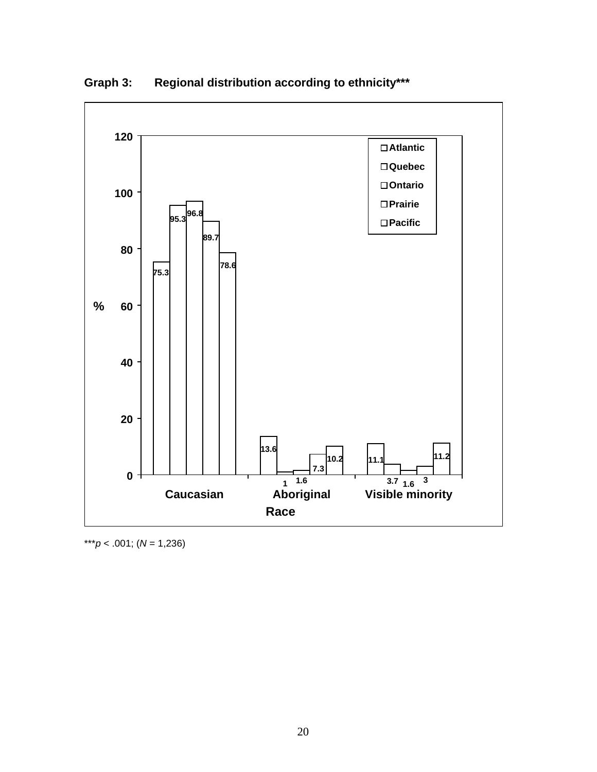**Graph 3: Regional distribution according to ethnicity*****

| Race | Atlantic | Quebec | Ontario | Prairie | Pacific |
|---|---|---|---|---|---|
| Caucasian | 75.3 | 95.3 | 96.8 | 89.7 | 78.6 |
| Aboriginal | 13.6 | 1 | 1.6 | 7.3 | 10.2 |
| Visible minority | 11.1 | 3.7 | 1.6 | 3 | 11.2 |

***$p < .001$; ($N$ = 1,236)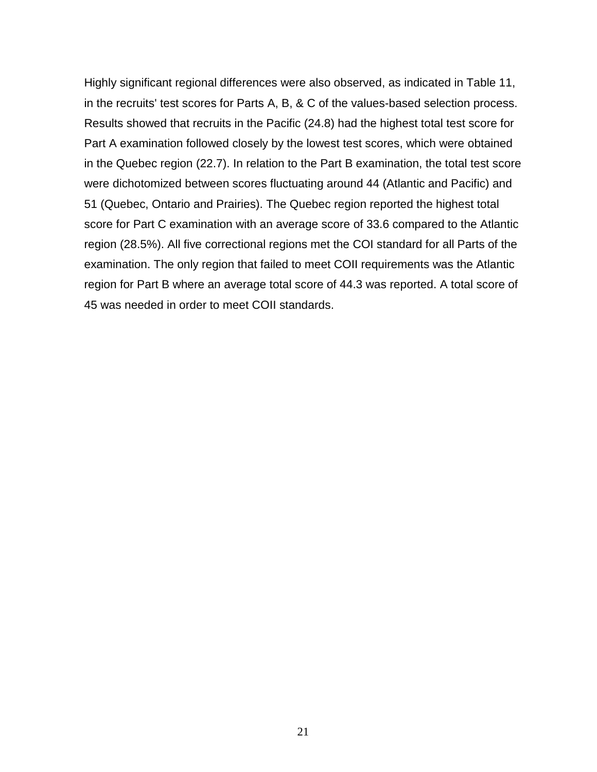Highly significant regional differences were also observed, as indicated in Table 11, in the recruits' test scores for Parts A, B, & C of the values-based selection process. Results showed that recruits in the Pacific (24.8) had the highest total test score for Part A examination followed closely by the lowest test scores, which were obtained in the Quebec region (22.7). In relation to the Part B examination, the total test score were dichotomized between scores fluctuating around 44 (Atlantic and Pacific) and 51 (Quebec, Ontario and Prairies). The Quebec region reported the highest total score for Part C examination with an average score of 33.6 compared to the Atlantic region (28.5%). All five correctional regions met the COI standard for all Parts of the examination. The only region that failed to meet COII requirements was the Atlantic region for Part B where an average total score of 44.3 was reported. A total score of 45 was needed in order to meet COII standards.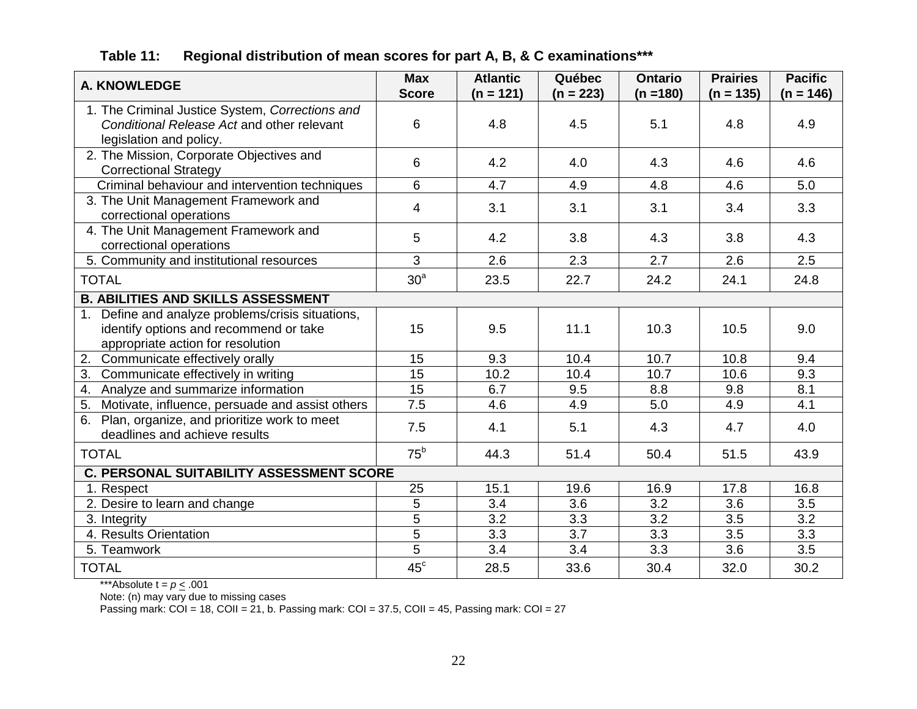**Table 11: Regional distribution of mean scores for part A, B, & C examinations*****

| A. KNOWLEDGE | Max Score | Atlantic (n = 121) | Québec (n = 223) | Ontario (n =180) | Prairies (n = 135) | Pacific (n = 146) |
|---|---|---|---|---|---|---|
| 1. The Criminal Justice System, *Corrections and Conditional Release Act* and other relevant legislation and policy. | 6 | 4.8 | 4.5 | 5.1 | 4.8 | 4.9 |
| 2. The Mission, Corporate Objectives and Correctional Strategy | 6 | 4.2 | 4.0 | 4.3 | 4.6 | 4.6 |
| Criminal behaviour and intervention techniques | 6 | 4.7 | 4.9 | 4.8 | 4.6 | 5.0 |
| 3. The Unit Management Framework and correctional operations | 4 | 3.1 | 3.1 | 3.1 | 3.4 | 3.3 |
| 4. The Unit Management Framework and correctional operations | 5 | 4.2 | 3.8 | 4.3 | 3.8 | 4.3 |
| 5. Community and institutional resources | 3 | 2.6 | 2.3 | 2.7 | 2.6 | 2.5 |
| TOTAL | 30[a] | 23.5 | 22.7 | 24.2 | 24.1 | 24.8 |
| **B. ABILITIES AND SKILLS ASSESSMENT** | | | | | | |
| 1. Define and analyze problems/crisis situations, identify options and recommend or take appropriate action for resolution | 15 | 9.5 | 11.1 | 10.3 | 10.5 | 9.0 |
| 2. Communicate effectively orally | 15 | 9.3 | 10.4 | 10.7 | 10.8 | 9.4 |
| 3. Communicate effectively in writing | 15 | 10.2 | 10.4 | 10.7 | 10.6 | 9.3 |
| 4. Analyze and summarize information | 15 | 6.7 | 9.5 | 8.8 | 9.8 | 8.1 |
| 5. Motivate, influence, persuade and assist others | 7.5 | 4.6 | 4.9 | 5.0 | 4.9 | 4.1 |
| 6. Plan, organize, and prioritize work to meet deadlines and achieve results | 7.5 | 4.1 | 5.1 | 4.3 | 4.7 | 4.0 |
| TOTAL | 75[b] | 44.3 | 51.4 | 50.4 | 51.5 | 43.9 |
| **C. PERSONAL SUITABILITY ASSESSMENT SCORE** | | | | | | |
| 1. Respect | 25 | 15.1 | 19.6 | 16.9 | 17.8 | 16.8 |
| 2. Desire to learn and change | 5 | 3.4 | 3.6 | 3.2 | 3.6 | 3.5 |
| 3. Integrity | 5 | 3.2 | 3.3 | 3.2 | 3.5 | 3.2 |
| 4. Results Orientation | 5 | 3.3 | 3.7 | 3.3 | 3.5 | 3.3 |
| 5. Teamwork | 5 | 3.4 | 3.4 | 3.3 | 3.6 | 3.5 |
| TOTAL | 45[c] | 28.5 | 33.6 | 30.4 | 32.0 | 30.2 |

***Absolute t = $p \leq .001$

Note: (n) may vary due to missing cases

Passing mark: COI = 18, COII = 21, b. Passing mark: COI = 37.5, COII = 45, Passing mark: COI = 27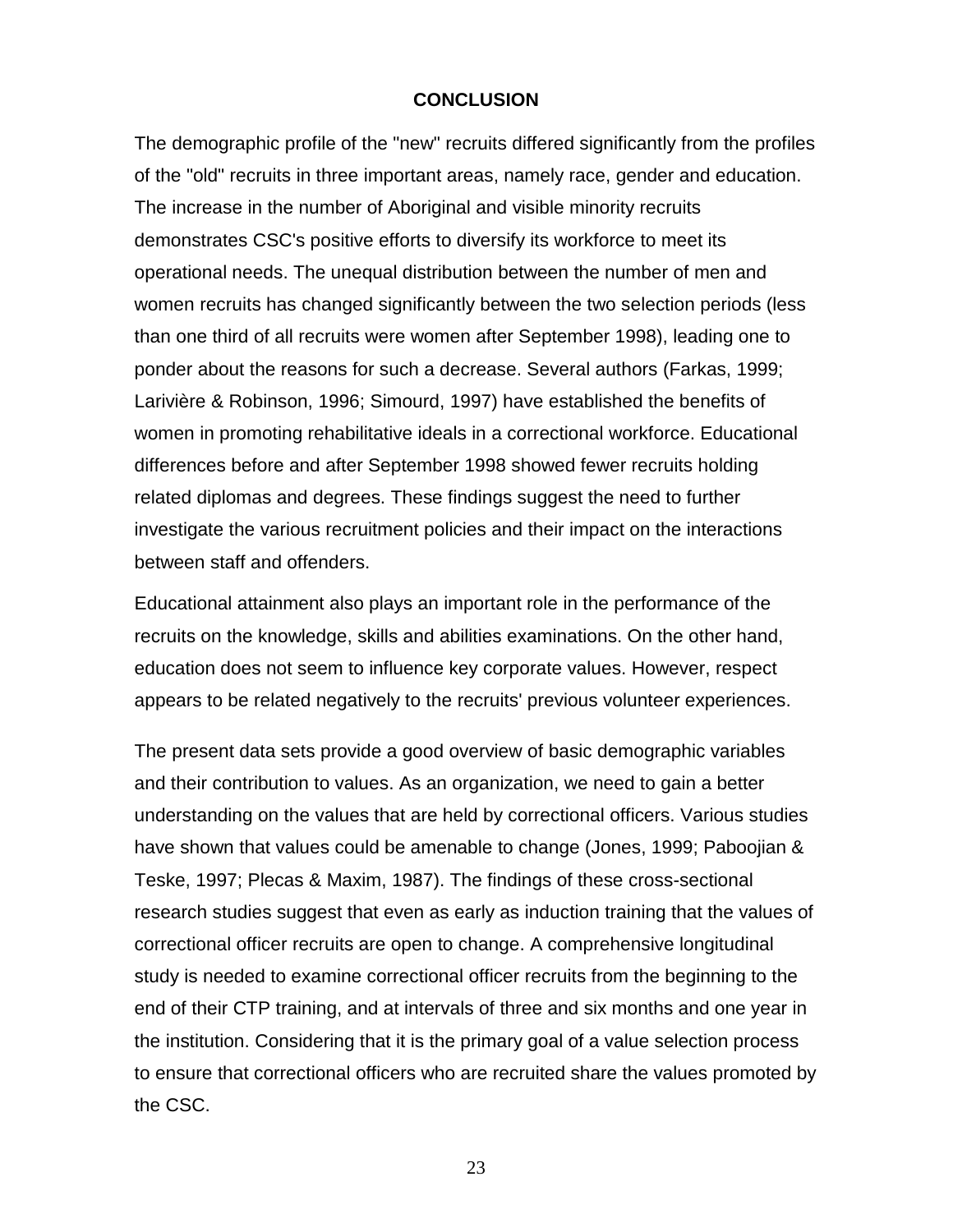## CONCLUSION

The demographic profile of the "new" recruits differed significantly from the profiles of the "old" recruits in three important areas, namely race, gender and education. The increase in the number of Aboriginal and visible minority recruits demonstrates CSC's positive efforts to diversify its workforce to meet its operational needs. The unequal distribution between the number of men and women recruits has changed significantly between the two selection periods (less than one third of all recruits were women after September 1998), leading one to ponder about the reasons for such a decrease. Several authors (Farkas, 1999; Larivière & Robinson, 1996; Simourd, 1997) have established the benefits of women in promoting rehabilitative ideals in a correctional workforce. Educational differences before and after September 1998 showed fewer recruits holding related diplomas and degrees. These findings suggest the need to further investigate the various recruitment policies and their impact on the interactions between staff and offenders.

Educational attainment also plays an important role in the performance of the recruits on the knowledge, skills and abilities examinations. On the other hand, education does not seem to influence key corporate values. However, respect appears to be related negatively to the recruits' previous volunteer experiences.

The present data sets provide a good overview of basic demographic variables and their contribution to values. As an organization, we need to gain a better understanding on the values that are held by correctional officers. Various studies have shown that values could be amenable to change (Jones, 1999; Paboojian & Teske, 1997; Plecas & Maxim, 1987). The findings of these cross-sectional research studies suggest that even as early as induction training that the values of correctional officer recruits are open to change. A comprehensive longitudinal study is needed to examine correctional officer recruits from the beginning to the end of their CTP training, and at intervals of three and six months and one year in the institution. Considering that it is the primary goal of a value selection process to ensure that correctional officers who are recruited share the values promoted by the CSC.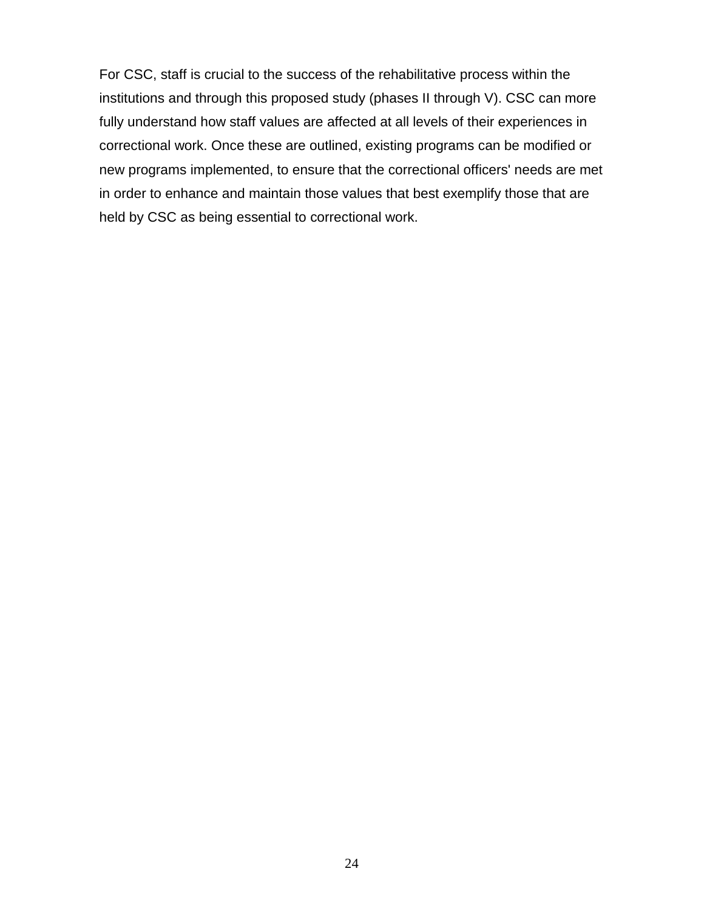For CSC, staff is crucial to the success of the rehabilitative process within the institutions and through this proposed study (phases II through V). CSC can more fully understand how staff values are affected at all levels of their experiences in correctional work. Once these are outlined, existing programs can be modified or new programs implemented, to ensure that the correctional officers' needs are met in order to enhance and maintain those values that best exemplify those that are held by CSC as being essential to correctional work.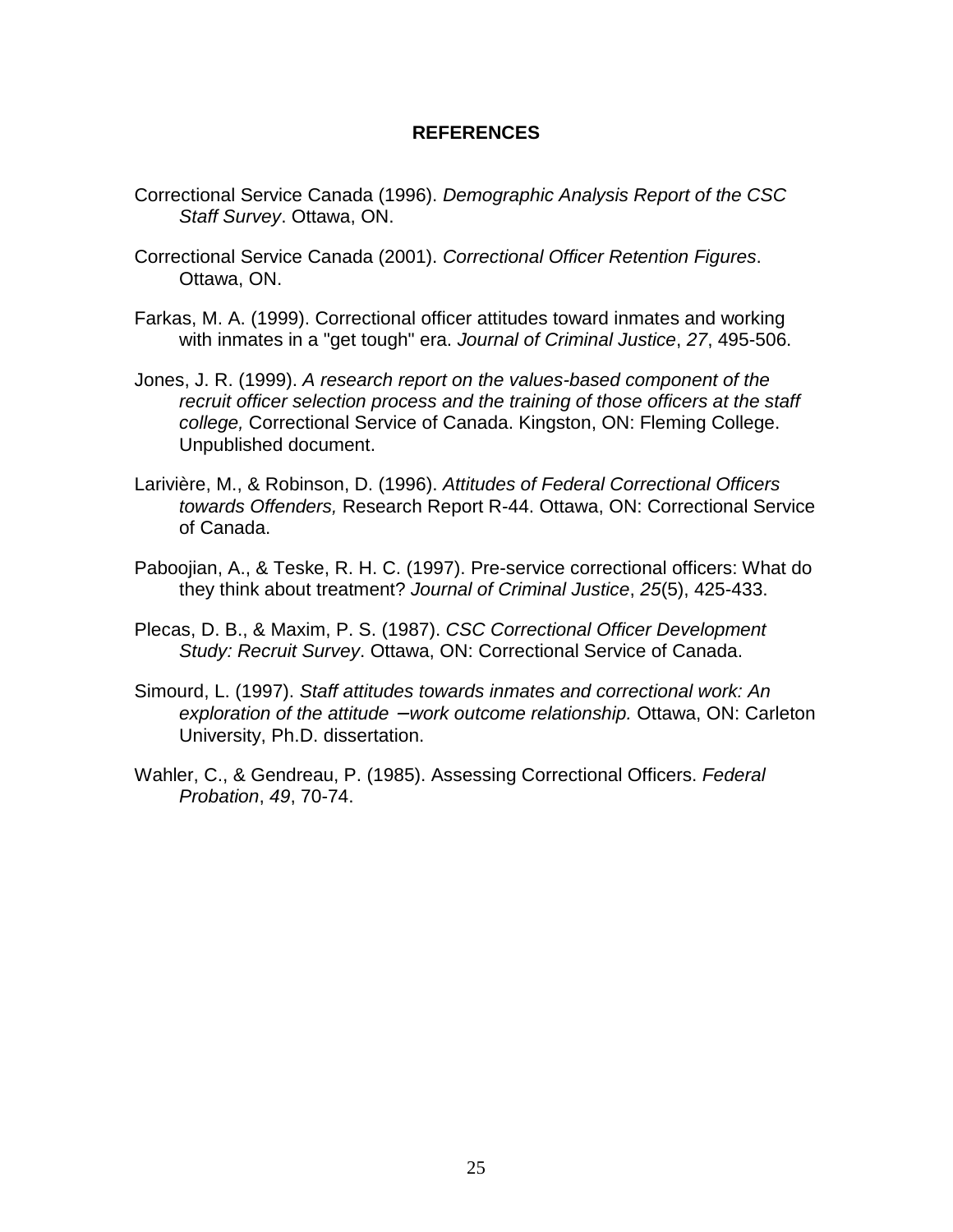## REFERENCES

Correctional Service Canada (1996). *Demographic Analysis Report of the CSC Staff Survey*. Ottawa, ON.

Correctional Service Canada (2001). *Correctional Officer Retention Figures*. Ottawa, ON.

Farkas, M. A. (1999). Correctional officer attitudes toward inmates and working with inmates in a "get tough" era. *Journal of Criminal Justice*, *27*, 495-506.

Jones, J. R. (1999). *A research report on the values-based component of the recruit officer selection process and the training of those officers at the staff college,* Correctional Service of Canada. Kingston, ON: Fleming College. Unpublished document.

Larivière, M., & Robinson, D. (1996). *Attitudes of Federal Correctional Officers towards Offenders,* Research Report R-44. Ottawa, ON: Correctional Service of Canada.

Paboojian, A., & Teske, R. H. C. (1997). Pre-service correctional officers: What do they think about treatment? *Journal of Criminal Justice*, *25*(5), 425-433.

Plecas, D. B., & Maxim, P. S. (1987). *CSC Correctional Officer Development Study: Recruit Survey*. Ottawa, ON: Correctional Service of Canada.

Simourd, L. (1997). *Staff attitudes towards inmates and correctional work: An exploration of the attitude –work outcome relationship.* Ottawa, ON: Carleton University, Ph.D. dissertation.

Wahler, C., & Gendreau, P. (1985). Assessing Correctional Officers. *Federal Probation*, *49*, 70-74.